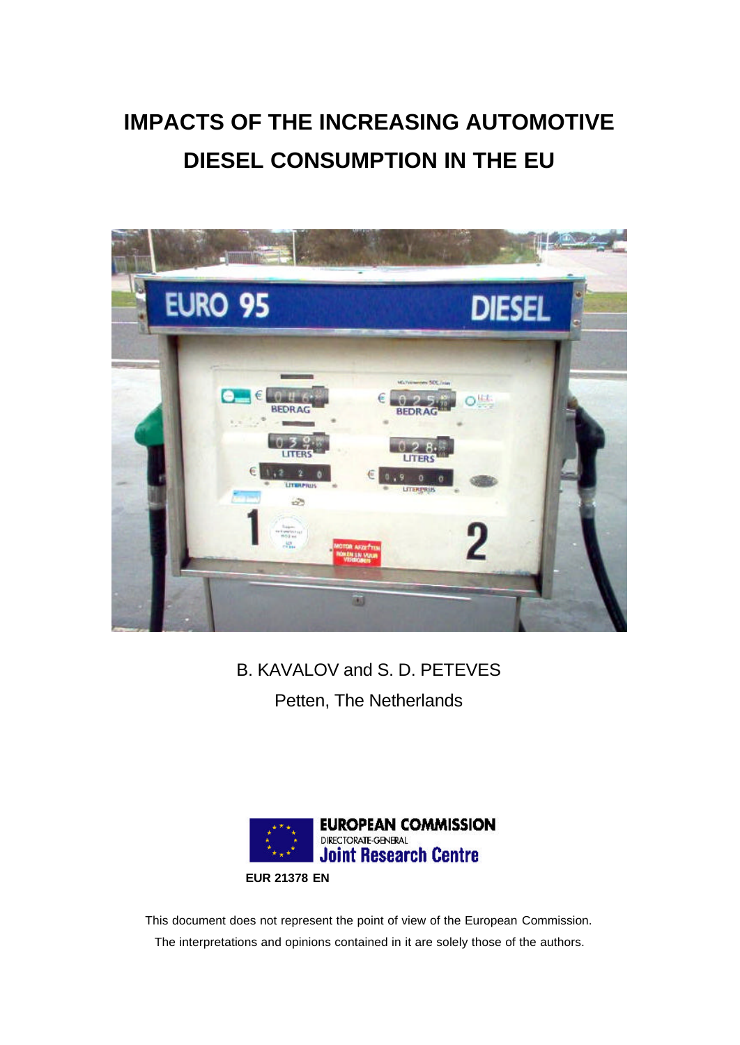# IMPACTS OF THE INCREASING AUTOMOTIVE DIESEL CONSUMPTION IN THE EU

B. KAVALOV and S. D. PETEVES

Petten, The Netherlands

EUROPEAN COMMISSION
DIRECTORATE-GENERAL
Joint Research Centre

**EUR 21378 EN**

This document does not represent the point of view of the European Commission. The interpretations and opinions contained in it are solely those of the authors.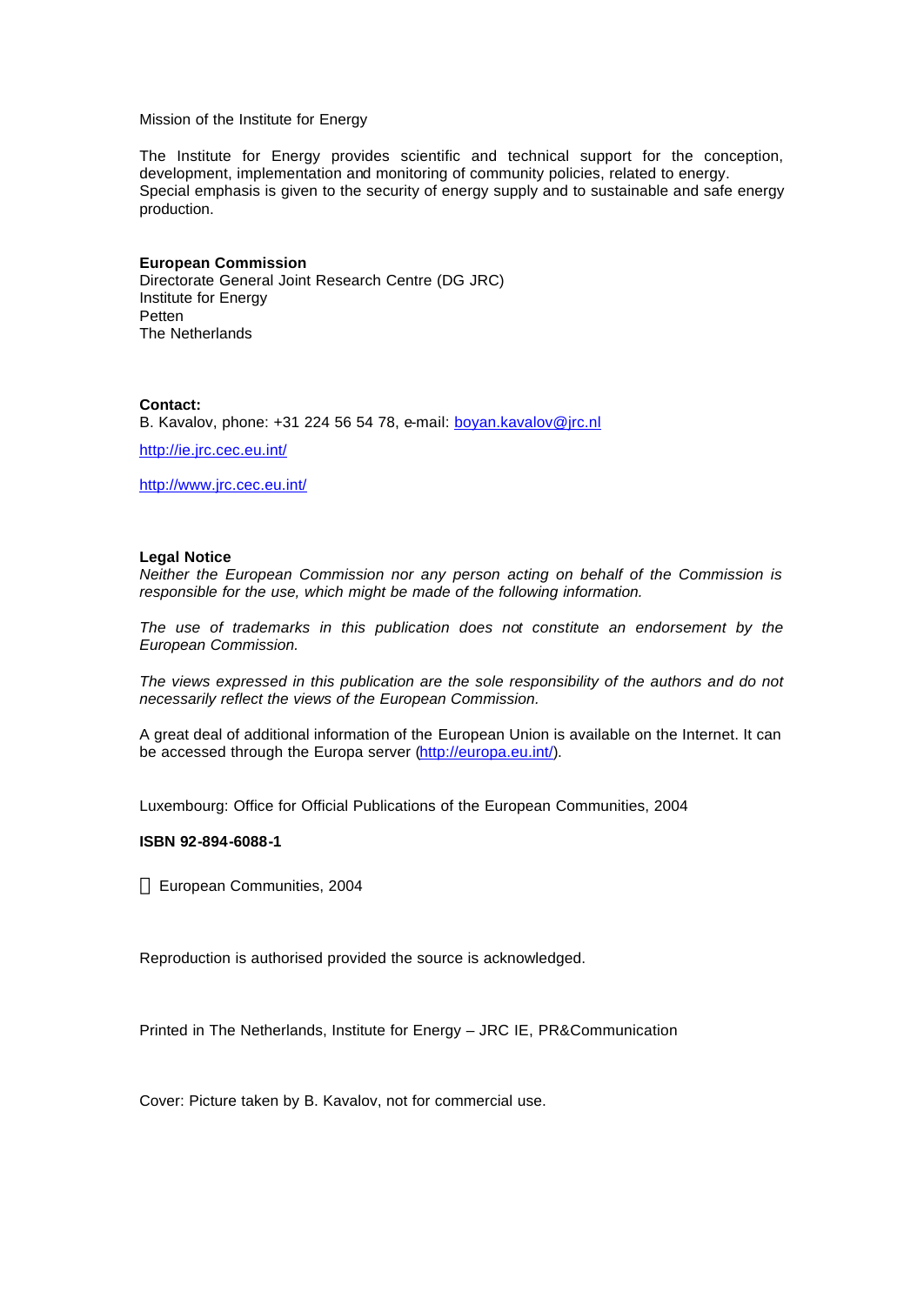Mission of the Institute for Energy

The Institute for Energy provides scientific and technical support for the conception, development, implementation and monitoring of community policies, related to energy.
Special emphasis is given to the security of energy supply and to sustainable and safe energy production.

**European Commission**
Directorate General Joint Research Centre (DG JRC)
Institute for Energy
Petten
The Netherlands

**Contact:**
B. Kavalov, phone: +31 224 56 54 78, e-mail: boyan.kavalov@jrc.nl

http://ie.jrc.cec.eu.int/

http://www.jrc.cec.eu.int/

**Legal Notice**
*Neither the European Commission nor any person acting on behalf of the Commission is responsible for the use, which might be made of the following information.*

*The use of trademarks in this publication does not constitute an endorsement by the European Commission.*

*The views expressed in this publication are the sole responsibility of the authors and do not necessarily reflect the views of the European Commission.*

A great deal of additional information of the European Union is available on the Internet. It can be accessed through the Europa server (http://europa.eu.int/).

Luxembourg: Office for Official Publications of the European Communities, 2004

**ISBN 92-894-6088-1**

© European Communities, 2004

Reproduction is authorised provided the source is acknowledged.

Printed in The Netherlands, Institute for Energy – JRC IE, PR&Communication

Cover: Picture taken by B. Kavalov, not for commercial use.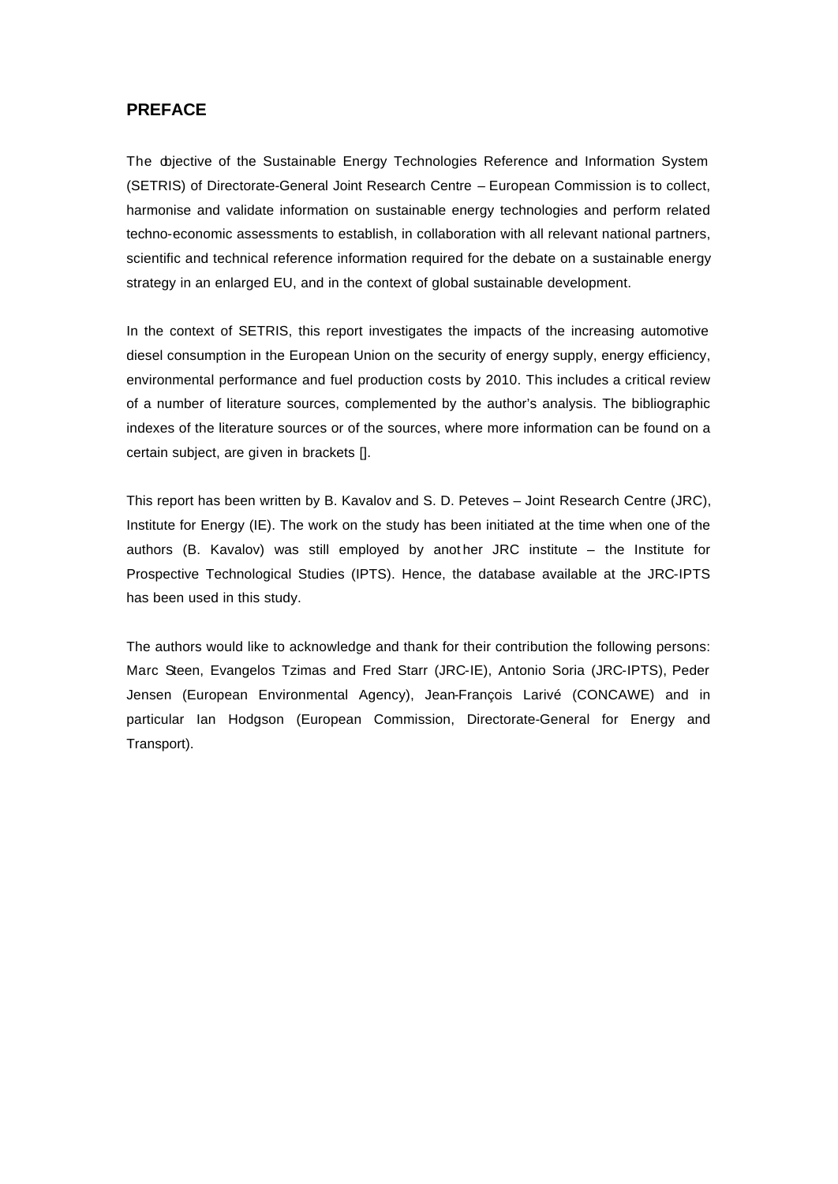## PREFACE

The objective of the Sustainable Energy Technologies Reference and Information System (SETRIS) of Directorate-General Joint Research Centre – European Commission is to collect, harmonise and validate information on sustainable energy technologies and perform related techno-economic assessments to establish, in collaboration with all relevant national partners, scientific and technical reference information required for the debate on a sustainable energy strategy in an enlarged EU, and in the context of global sustainable development.

In the context of SETRIS, this report investigates the impacts of the increasing automotive diesel consumption in the European Union on the security of energy supply, energy efficiency, environmental performance and fuel production costs by 2010. This includes a critical review of a number of literature sources, complemented by the author's analysis. The bibliographic indexes of the literature sources or of the sources, where more information can be found on a certain subject, are given in brackets [].

This report has been written by B. Kavalov and S. D. Peteves – Joint Research Centre (JRC), Institute for Energy (IE). The work on the study has been initiated at the time when one of the authors (B. Kavalov) was still employed by another JRC institute – the Institute for Prospective Technological Studies (IPTS). Hence, the database available at the JRC-IPTS has been used in this study.

The authors would like to acknowledge and thank for their contribution the following persons: Marc Steen, Evangelos Tzimas and Fred Starr (JRC-IE), Antonio Soria (JRC-IPTS), Peder Jensen (European Environmental Agency), Jean-François Larivé (CONCAWE) and in particular Ian Hodgson (European Commission, Directorate-General for Energy and Transport).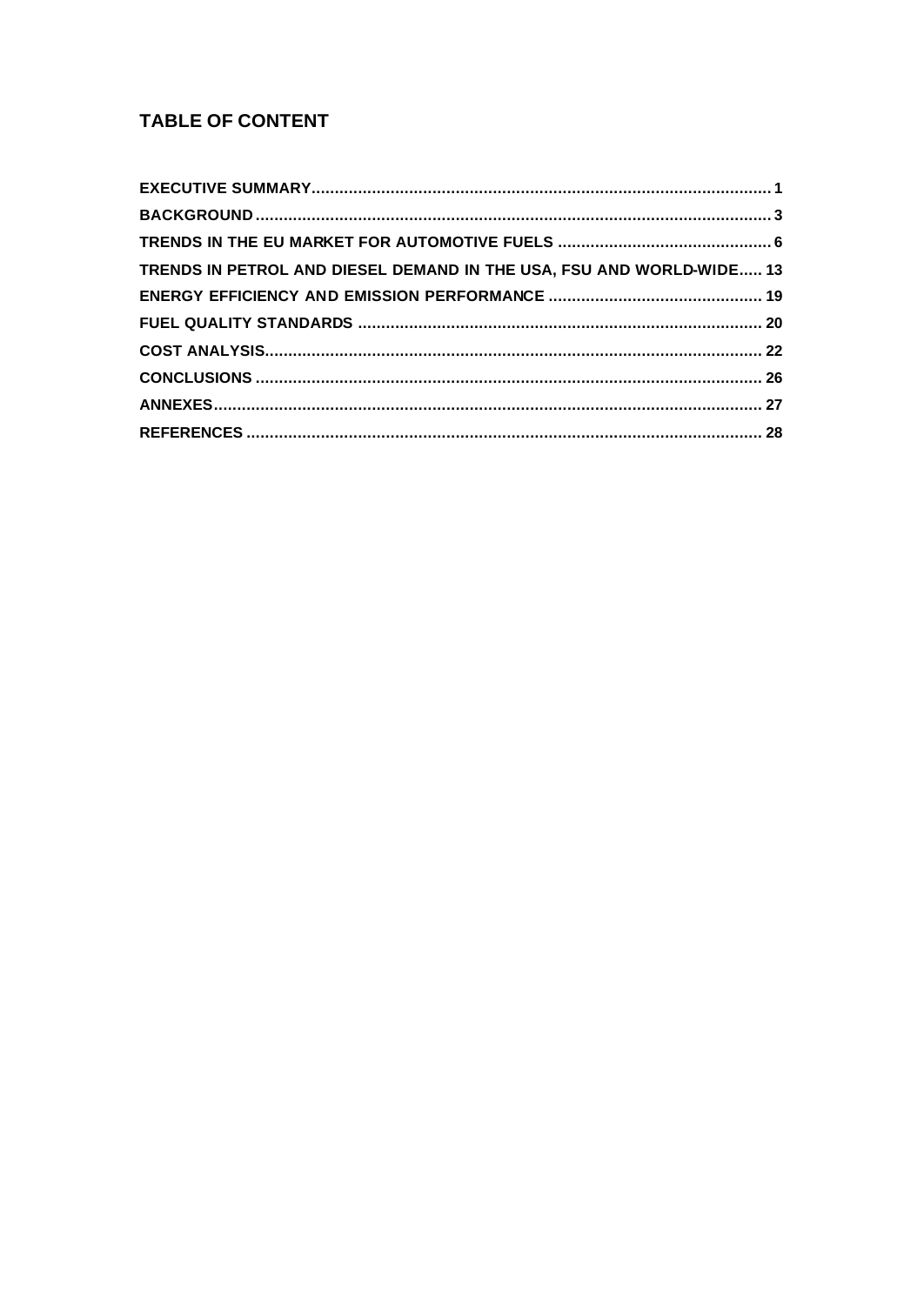## TABLE OF CONTENT

EXECUTIVE SUMMARY.................................................................................................. 1

BACKGROUND.............................................................................................................. 3

TRENDS IN THE EU MARKET FOR AUTOMOTIVE FUELS ............................................. 6

TRENDS IN PETROL AND DIESEL DEMAND IN THE USA, FSU AND WORLD-WIDE..... 13

ENERGY EFFICIENCY AND EMISSION PERFORMANCE ............................................. 19

FUEL QUALITY STANDARDS ...................................................................................... 20

COST ANALYSIS.......................................................................................................... 22

CONCLUSIONS ............................................................................................................ 26

ANNEXES..................................................................................................................... 27

REFERENCES ............................................................................................................... 28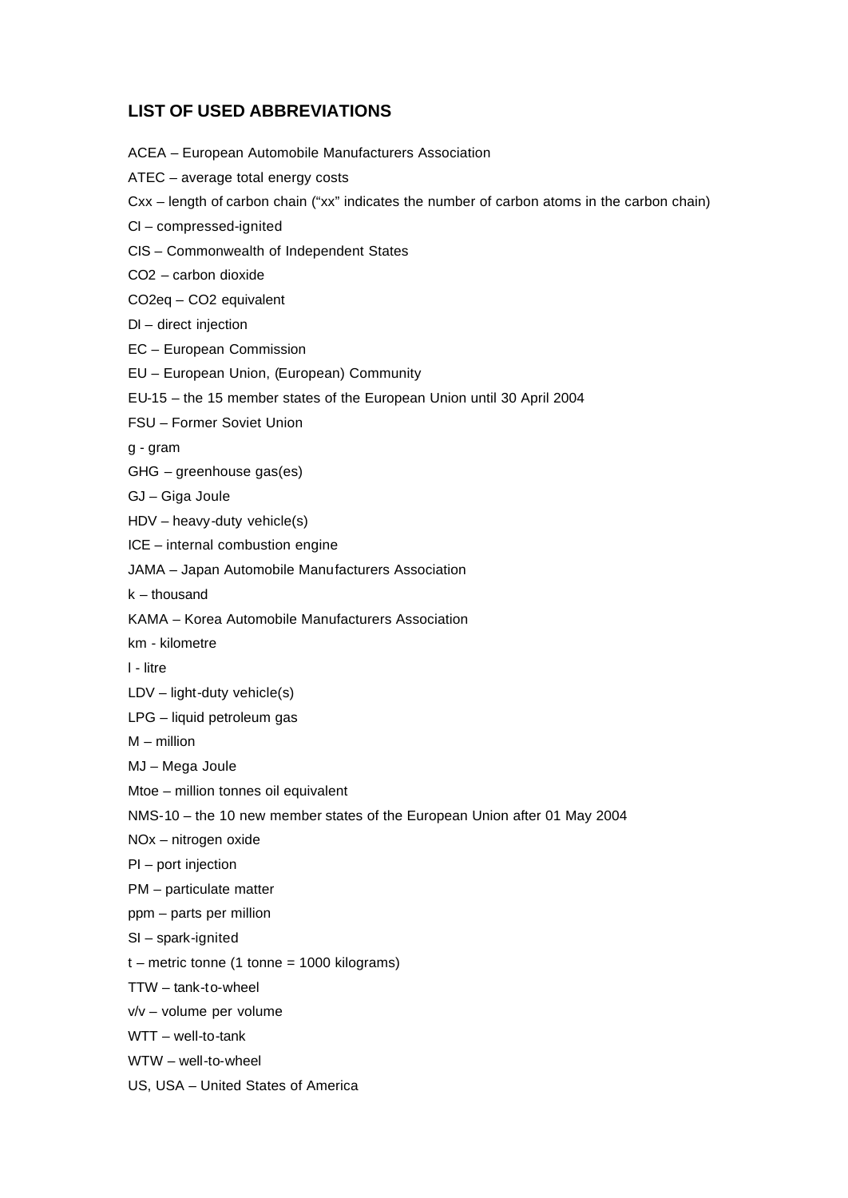## LIST OF USED ABBREVIATIONS

ACEA – European Automobile Manufacturers Association

ATEC – average total energy costs

Cxx – length of carbon chain ("xx" indicates the number of carbon atoms in the carbon chain)

CI – compressed-ignited

CIS – Commonwealth of Independent States

CO2 – carbon dioxide

CO2eq – CO2 equivalent

DI – direct injection

EC – European Commission

EU – European Union, (European) Community

EU-15 – the 15 member states of the European Union until 30 April 2004

FSU – Former Soviet Union

g - gram

GHG – greenhouse gas(es)

GJ – Giga Joule

HDV – heavy-duty vehicle(s)

ICE – internal combustion engine

JAMA – Japan Automobile Manufacturers Association

k – thousand

KAMA – Korea Automobile Manufacturers Association

km - kilometre

l - litre

LDV – light-duty vehicle(s)

LPG – liquid petroleum gas

M – million

MJ – Mega Joule

Mtoe – million tonnes oil equivalent

NMS-10 – the 10 new member states of the European Union after 01 May 2004

NOx – nitrogen oxide

PI – port injection

PM – particulate matter

ppm – parts per million

SI – spark-ignited

t – metric tonne (1 tonne = 1000 kilograms)

TTW – tank-to-wheel

v/v – volume per volume

WTT – well-to-tank

WTW – well-to-wheel

US, USA – United States of America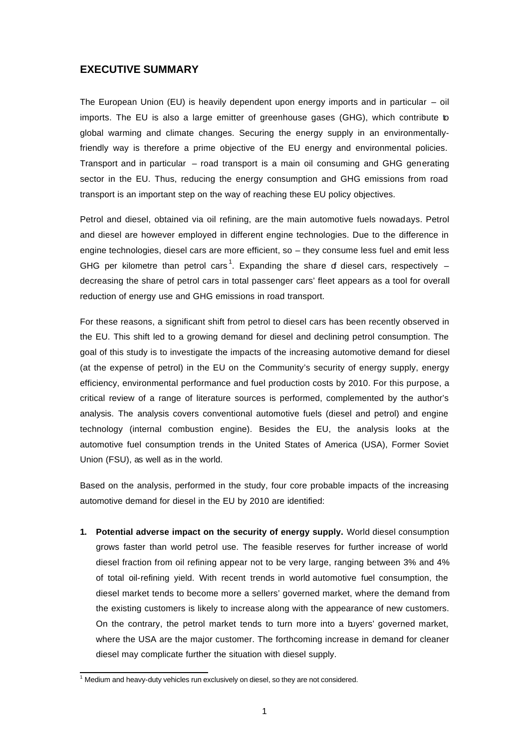## EXECUTIVE SUMMARY

The European Union (EU) is heavily dependent upon energy imports and in particular – oil imports. The EU is also a large emitter of greenhouse gases (GHG), which contribute to global warming and climate changes. Securing the energy supply in an environmentally-friendly way is therefore a prime objective of the EU energy and environmental policies. Transport and in particular – road transport is a main oil consuming and GHG generating sector in the EU. Thus, reducing the energy consumption and GHG emissions from road transport is an important step on the way of reaching these EU policy objectives.

Petrol and diesel, obtained via oil refining, are the main automotive fuels nowadays. Petrol and diesel are however employed in different engine technologies. Due to the difference in engine technologies, diesel cars are more efficient, so – they consume less fuel and emit less GHG per kilometre than petrol cars[1]. Expanding the share of diesel cars, respectively – decreasing the share of petrol cars in total passenger cars' fleet appears as a tool for overall reduction of energy use and GHG emissions in road transport.

For these reasons, a significant shift from petrol to diesel cars has been recently observed in the EU. This shift led to a growing demand for diesel and declining petrol consumption. The goal of this study is to investigate the impacts of the increasing automotive demand for diesel (at the expense of petrol) in the EU on the Community's security of energy supply, energy efficiency, environmental performance and fuel production costs by 2010. For this purpose, a critical review of a range of literature sources is performed, complemented by the author's analysis. The analysis covers conventional automotive fuels (diesel and petrol) and engine technology (internal combustion engine). Besides the EU, the analysis looks at the automotive fuel consumption trends in the United States of America (USA), Former Soviet Union (FSU), as well as in the world.

Based on the analysis, performed in the study, four core probable impacts of the increasing automotive demand for diesel in the EU by 2010 are identified:

1. **Potential adverse impact on the security of energy supply.** World diesel consumption grows faster than world petrol use. The feasible reserves for further increase of world diesel fraction from oil refining appear not to be very large, ranging between 3% and 4% of total oil-refining yield. With recent trends in world automotive fuel consumption, the diesel market tends to become more a sellers' governed market, where the demand from the existing customers is likely to increase along with the appearance of new customers. On the contrary, the petrol market tends to turn more into a buyers' governed market, where the USA are the major customer. The forthcoming increase in demand for cleaner diesel may complicate further the situation with diesel supply.

---

[1] Medium and heavy-duty vehicles run exclusively on diesel, so they are not considered.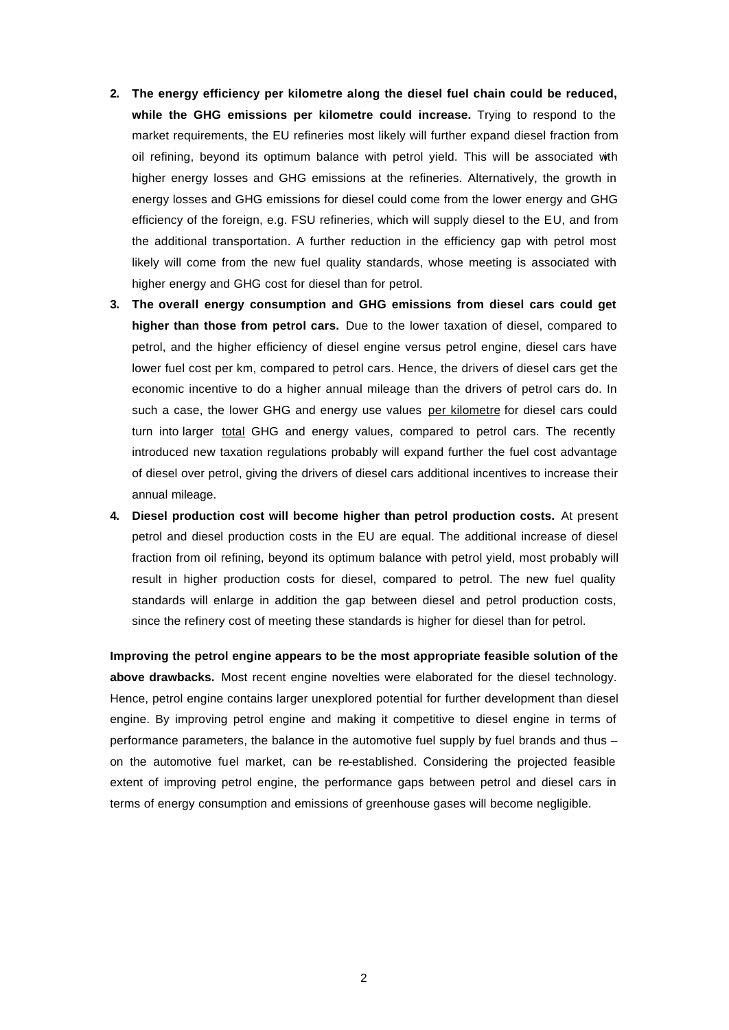2. **The energy efficiency per kilometre along the diesel fuel chain could be reduced, while the GHG emissions per kilometre could increase.** Trying to respond to the market requirements, the EU refineries most likely will further expand diesel fraction from oil refining, beyond its optimum balance with petrol yield. This will be associated with higher energy losses and GHG emissions at the refineries. Alternatively, the growth in energy losses and GHG emissions for diesel could come from the lower energy and GHG efficiency of the foreign, e.g. FSU refineries, which will supply diesel to the EU, and from the additional transportation. A further reduction in the efficiency gap with petrol most likely will come from the new fuel quality standards, whose meeting is associated with higher energy and GHG cost for diesel than for petrol.
3. **The overall energy consumption and GHG emissions from diesel cars could get higher than those from petrol cars.** Due to the lower taxation of diesel, compared to petrol, and the higher efficiency of diesel engine versus petrol engine, diesel cars have lower fuel cost per km, compared to petrol cars. Hence, the drivers of diesel cars get the economic incentive to do a higher annual mileage than the drivers of petrol cars do. In such a case, the lower GHG and energy use values per kilometre for diesel cars could turn into larger total GHG and energy values, compared to petrol cars. The recently introduced new taxation regulations probably will expand further the fuel cost advantage of diesel over petrol, giving the drivers of diesel cars additional incentives to increase their annual mileage.
4. **Diesel production cost will become higher than petrol production costs.** At present petrol and diesel production costs in the EU are equal. The additional increase of diesel fraction from oil refining, beyond its optimum balance with petrol yield, most probably will result in higher production costs for diesel, compared to petrol. The new fuel quality standards will enlarge in addition the gap between diesel and petrol production costs, since the refinery cost of meeting these standards is higher for diesel than for petrol.

**Improving the petrol engine appears to be the most appropriate feasible solution of the above drawbacks.** Most recent engine novelties were elaborated for the diesel technology. Hence, petrol engine contains larger unexplored potential for further development than diesel engine. By improving petrol engine and making it competitive to diesel engine in terms of performance parameters, the balance in the automotive fuel supply by fuel brands and thus – on the automotive fuel market, can be re-established. Considering the projected feasible extent of improving petrol engine, the performance gaps between petrol and diesel cars in terms of energy consumption and emissions of greenhouse gases will become negligible.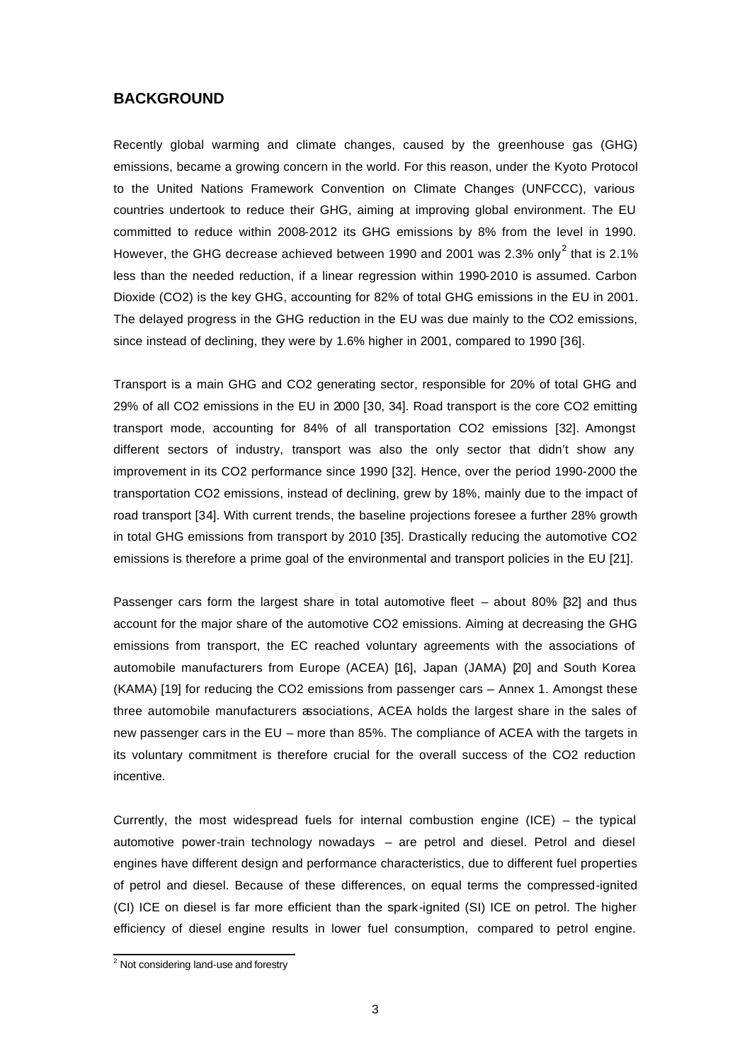## BACKGROUND

Recently global warming and climate changes, caused by the greenhouse gas (GHG) emissions, became a growing concern in the world. For this reason, under the Kyoto Protocol to the United Nations Framework Convention on Climate Changes (UNFCCC), various countries undertook to reduce their GHG, aiming at improving global environment. The EU committed to reduce within 2008-2012 its GHG emissions by 8% from the level in 1990. However, the GHG decrease achieved between 1990 and 2001 was 2.3% only[2] that is 2.1% less than the needed reduction, if a linear regression within 1990-2010 is assumed. Carbon Dioxide (CO2) is the key GHG, accounting for 82% of total GHG emissions in the EU in 2001. The delayed progress in the GHG reduction in the EU was due mainly to the CO2 emissions, since instead of declining, they were by 1.6% higher in 2001, compared to 1990 [36].

Transport is a main GHG and CO2 generating sector, responsible for 20% of total GHG and 29% of all CO2 emissions in the EU in 2000 [30, 34]. Road transport is the core CO2 emitting transport mode, accounting for 84% of all transportation CO2 emissions [32]. Amongst different sectors of industry, transport was also the only sector that didn't show any improvement in its CO2 performance since 1990 [32]. Hence, over the period 1990-2000 the transportation CO2 emissions, instead of declining, grew by 18%, mainly due to the impact of road transport [34]. With current trends, the baseline projections foresee a further 28% growth in total GHG emissions from transport by 2010 [35]. Drastically reducing the automotive CO2 emissions is therefore a prime goal of the environmental and transport policies in the EU [21].

Passenger cars form the largest share in total automotive fleet – about 80% [32] and thus account for the major share of the automotive CO2 emissions. Aiming at decreasing the GHG emissions from transport, the EC reached voluntary agreements with the associations of automobile manufacturers from Europe (ACEA) [16], Japan (JAMA) [20] and South Korea (KAMA) [19] for reducing the CO2 emissions from passenger cars – Annex 1. Amongst these three automobile manufacturers associations, ACEA holds the largest share in the sales of new passenger cars in the EU – more than 85%. The compliance of ACEA with the targets in its voluntary commitment is therefore crucial for the overall success of the CO2 reduction incentive.

Currently, the most widespread fuels for internal combustion engine (ICE) – the typical automotive power-train technology nowadays – are petrol and diesel. Petrol and diesel engines have different design and performance characteristics, due to different fuel properties of petrol and diesel. Because of these differences, on equal terms the compressed-ignited (CI) ICE on diesel is far more efficient than the spark-ignited (SI) ICE on petrol. The higher efficiency of diesel engine results in lower fuel consumption, compared to petrol engine.

[2] Not considering land-use and forestry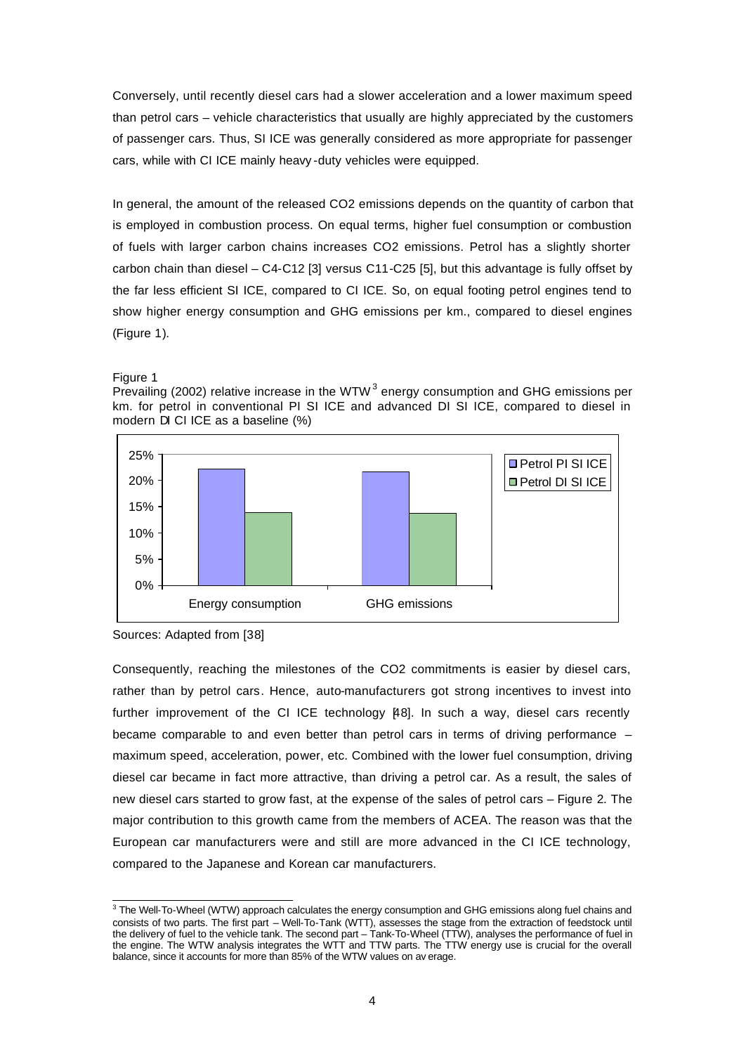Conversely, until recently diesel cars had a slower acceleration and a lower maximum speed than petrol cars – vehicle characteristics that usually are highly appreciated by the customers of passenger cars. Thus, SI ICE was generally considered as more appropriate for passenger cars, while with CI ICE mainly heavy-duty vehicles were equipped.

In general, the amount of the released $CO_2$ emissions depends on the quantity of carbon that is employed in combustion process. On equal terms, higher fuel consumption or combustion of fuels with larger carbon chains increases $CO_2$ emissions. Petrol has a slightly shorter carbon chain than diesel – C4-C12 [3] versus C11-C25 [5], but this advantage is fully offset by the far less efficient SI ICE, compared to CI ICE. So, on equal footing petrol engines tend to show higher energy consumption and GHG emissions per km., compared to diesel engines (Figure 1).

Figure 1
Prevailing (2002) relative increase in the WTW[3] energy consumption and GHG emissions per km. for petrol in conventional PI SI ICE and advanced DI SI ICE, compared to diesel in modern DI CI ICE as a baseline (%)

| | Petrol PI SI ICE | Petrol DI SI ICE |
|---|---|---|
| Energy consumption | ~22% | ~14% |
| GHG emissions | ~21.5% | ~13.8% |

Sources: Adapted from [38]

Consequently, reaching the milestones of the $CO_2$ commitments is easier by diesel cars, rather than by petrol cars. Hence, auto-manufacturers got strong incentives to invest into further improvement of the CI ICE technology [48]. In such a way, diesel cars recently became comparable to and even better than petrol cars in terms of driving performance – maximum speed, acceleration, power, etc. Combined with the lower fuel consumption, driving diesel car became in fact more attractive, than driving a petrol car. As a result, the sales of new diesel cars started to grow fast, at the expense of the sales of petrol cars – Figure 2. The major contribution to this growth came from the members of ACEA. The reason was that the European car manufacturers were and still are more advanced in the CI ICE technology, compared to the Japanese and Korean car manufacturers.

[3] The Well-To-Wheel (WTW) approach calculates the energy consumption and GHG emissions along fuel chains and consists of two parts. The first part – Well-To-Tank (WTT), assesses the stage from the extraction of feedstock until the delivery of fuel to the vehicle tank. The second part – Tank-To-Wheel (TTW), analyses the performance of fuel in the engine. The WTW analysis integrates the WTT and TTW parts. The TTW energy use is crucial for the overall balance, since it accounts for more than 85% of the WTW values on average.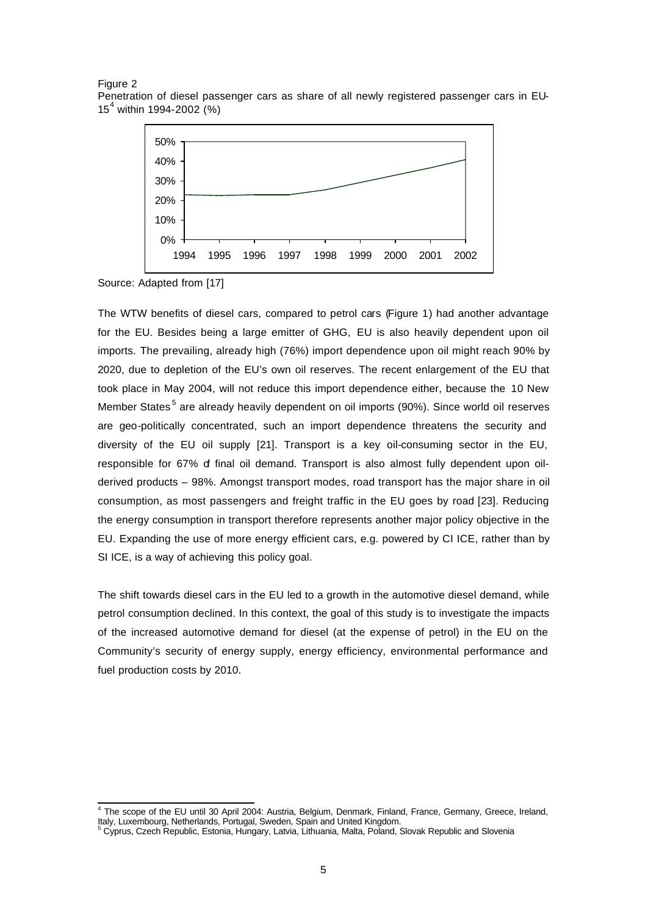Figure 2

Penetration of diesel passenger cars as share of all newly registered passenger cars in EU-15[4] within 1994-2002 (%)

Source: Adapted from [17]

The WTW benefits of diesel cars, compared to petrol cars (Figure 1) had another advantage for the EU. Besides being a large emitter of GHG, EU is also heavily dependent upon oil imports. The prevailing, already high (76%) import dependence upon oil might reach 90% by 2020, due to depletion of the EU's own oil reserves. The recent enlargement of the EU that took place in May 2004, will not reduce this import dependence either, because the 10 New Member States[5] are already heavily dependent on oil imports (90%). Since world oil reserves are geo-politically concentrated, such an import dependence threatens the security and diversity of the EU oil supply [21]. Transport is a key oil-consuming sector in the EU, responsible for 67% of final oil demand. Transport is also almost fully dependent upon oil-derived products – 98%. Amongst transport modes, road transport has the major share in oil consumption, as most passengers and freight traffic in the EU goes by road [23]. Reducing the energy consumption in transport therefore represents another major policy objective in the EU. Expanding the use of more energy efficient cars, e.g. powered by CI ICE, rather than by SI ICE, is a way of achieving this policy goal.

The shift towards diesel cars in the EU led to a growth in the automotive diesel demand, while petrol consumption declined. In this context, the goal of this study is to investigate the impacts of the increased automotive demand for diesel (at the expense of petrol) in the EU on the Community's security of energy supply, energy efficiency, environmental performance and fuel production costs by 2010.

---

[4] The scope of the EU until 30 April 2004: Austria, Belgium, Denmark, Finland, France, Germany, Greece, Ireland, Italy, Luxembourg, Netherlands, Portugal, Sweden, Spain and United Kingdom.

[5] Cyprus, Czech Republic, Estonia, Hungary, Latvia, Lithuania, Malta, Poland, Slovak Republic and Slovenia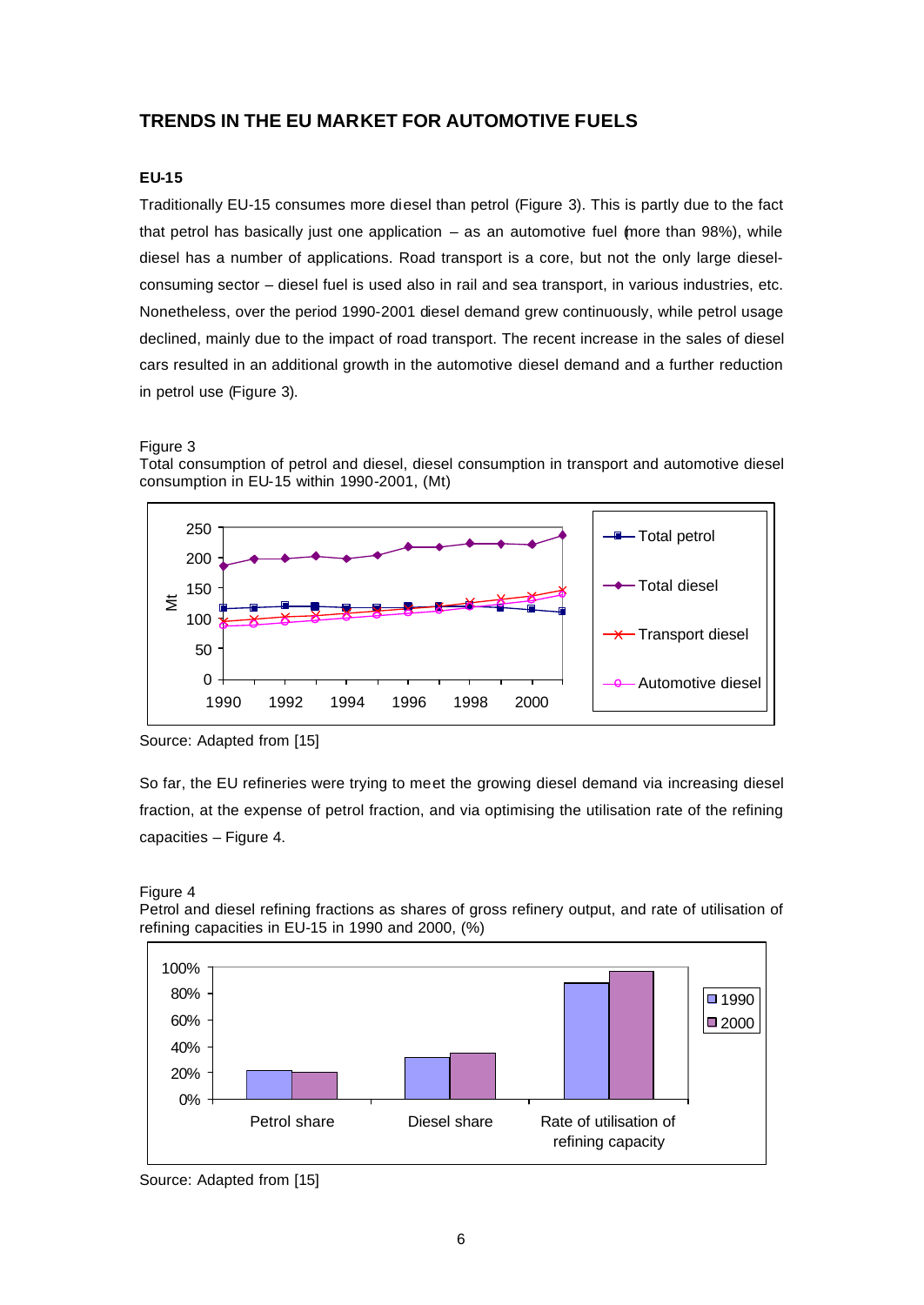## TRENDS IN THE EU MARKET FOR AUTOMOTIVE FUELS

### EU-15

Traditionally EU-15 consumes more diesel than petrol (Figure 3). This is partly due to the fact that petrol has basically just one application – as an automotive fuel (more than 98%), while diesel has a number of applications. Road transport is a core, but not the only large diesel-consuming sector – diesel fuel is used also in rail and sea transport, in various industries, etc. Nonetheless, over the period 1990-2001 diesel demand grew continuously, while petrol usage declined, mainly due to the impact of road transport. The recent increase in the sales of diesel cars resulted in an additional growth in the automotive diesel demand and a further reduction in petrol use (Figure 3).

Figure 3
Total consumption of petrol and diesel, diesel consumption in transport and automotive diesel consumption in EU-15 within 1990-2001, (Mt)

Source: Adapted from [15]

So far, the EU refineries were trying to meet the growing diesel demand via increasing diesel fraction, at the expense of petrol fraction, and via optimising the utilisation rate of the refining capacities – Figure 4.

Figure 4
Petrol and diesel refining fractions as shares of gross refinery output, and rate of utilisation of refining capacities in EU-15 in 1990 and 2000, (%)

Source: Adapted from [15]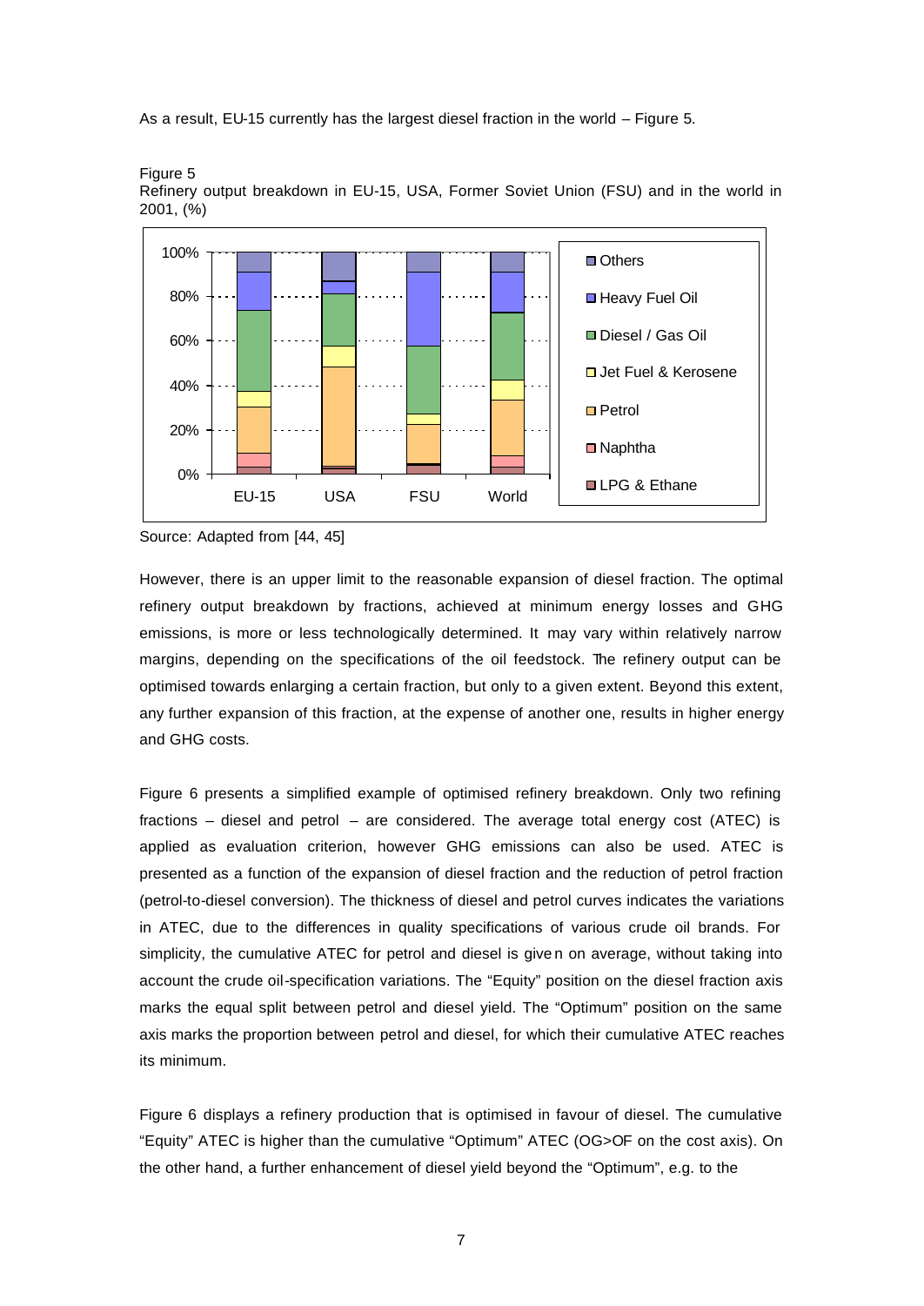As a result, EU-15 currently has the largest diesel fraction in the world – Figure 5.

Figure 5
Refinery output breakdown in EU-15, USA, Former Soviet Union (FSU) and in the world in 2001, (%)

Source: Adapted from [44, 45]

However, there is an upper limit to the reasonable expansion of diesel fraction. The optimal refinery output breakdown by fractions, achieved at minimum energy losses and GHG emissions, is more or less technologically determined. It may vary within relatively narrow margins, depending on the specifications of the oil feedstock. The refinery output can be optimised towards enlarging a certain fraction, but only to a given extent. Beyond this extent, any further expansion of this fraction, at the expense of another one, results in higher energy and GHG costs.

Figure 6 presents a simplified example of optimised refinery breakdown. Only two refining fractions – diesel and petrol – are considered. The average total energy cost (ATEC) is applied as evaluation criterion, however GHG emissions can also be used. ATEC is presented as a function of the expansion of diesel fraction and the reduction of petrol fraction (petrol-to-diesel conversion). The thickness of diesel and petrol curves indicates the variations in ATEC, due to the differences in quality specifications of various crude oil brands. For simplicity, the cumulative ATEC for petrol and diesel is given on average, without taking into account the crude oil-specification variations. The "Equity" position on the diesel fraction axis marks the equal split between petrol and diesel yield. The "Optimum" position on the same axis marks the proportion between petrol and diesel, for which their cumulative ATEC reaches its minimum.

Figure 6 displays a refinery production that is optimised in favour of diesel. The cumulative "Equity" ATEC is higher than the cumulative "Optimum" ATEC (OG>OF on the cost axis). On the other hand, a further enhancement of diesel yield beyond the "Optimum", e.g. to the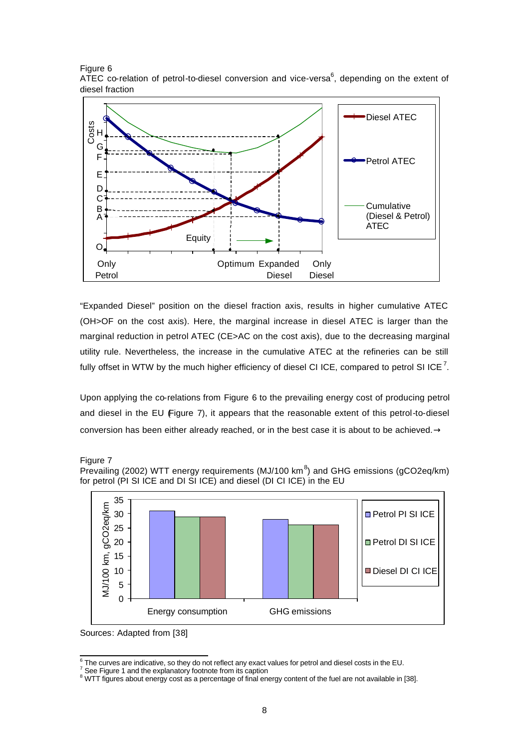Figure 6
ATEC co-relation of petrol-to-diesel conversion and vice-versa[6], depending on the extent of diesel fraction

"Expanded Diesel" position on the diesel fraction axis, results in higher cumulative ATEC (OH>OF on the cost axis). Here, the marginal increase in diesel ATEC is larger than the marginal reduction in petrol ATEC (CE>AC on the cost axis), due to the decreasing marginal utility rule. Nevertheless, the increase in the cumulative ATEC at the refineries can be still fully offset in WTW by the much higher efficiency of diesel CI ICE, compared to petrol SI ICE[7].

Upon applying the co-relations from Figure 6 to the prevailing energy cost of producing petrol and diesel in the EU (Figure 7), it appears that the reasonable extent of this petrol-to-diesel conversion has been either already reached, or in the best case it is about to be achieved.→

Figure 7
Prevailing (2002) WTT energy requirements (MJ/100 km[8]) and GHG emissions (gCO2eq/km) for petrol (PI SI ICE and DI SI ICE) and diesel (DI CI ICE) in the EU

Sources: Adapted from [38]

---

[6] The curves are indicative, so they do not reflect any exact values for petrol and diesel costs in the EU.
[7] See Figure 1 and the explanatory footnote from its caption
[8] WTT figures about energy cost as a percentage of final energy content of the fuel are not available in [38].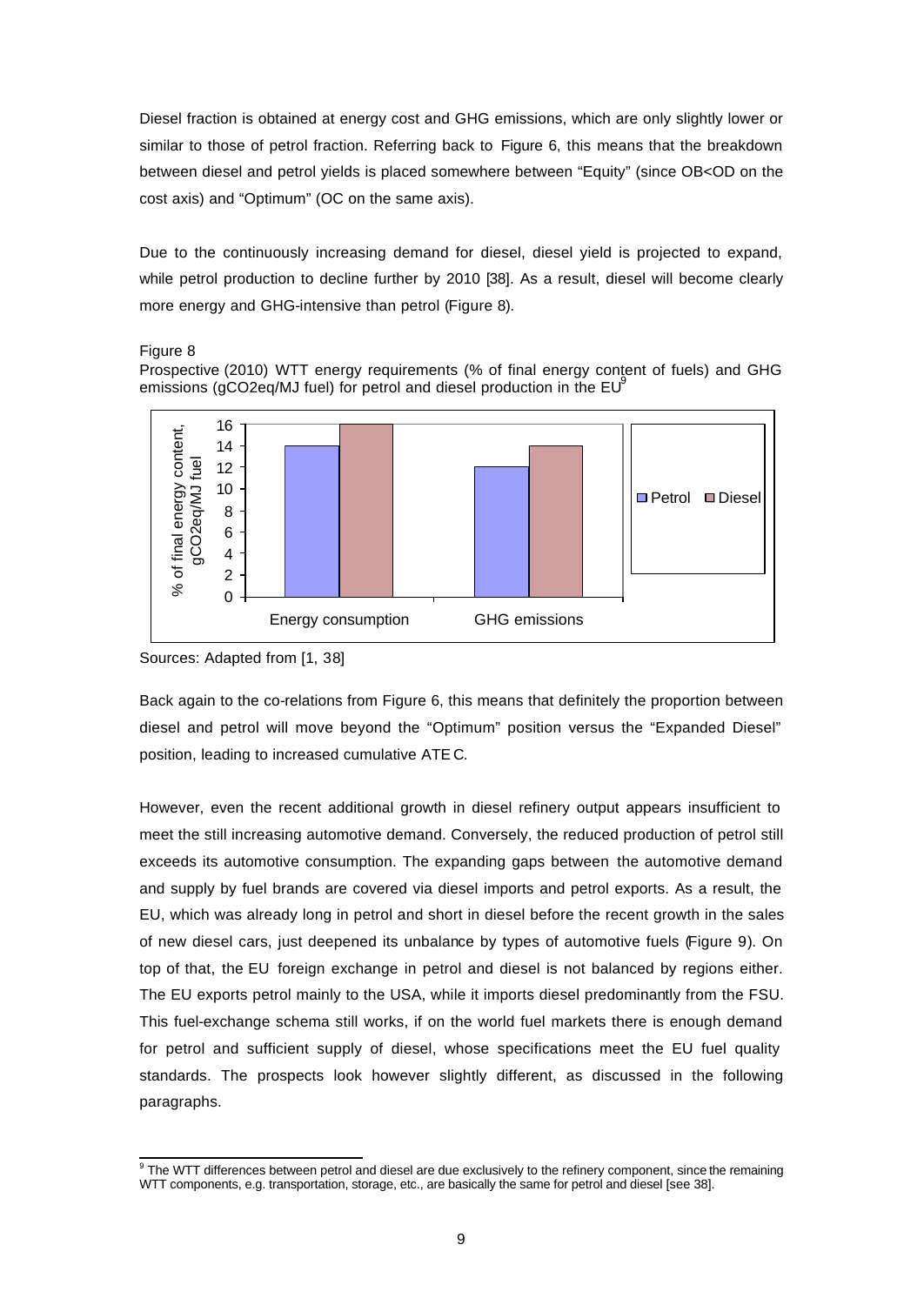Diesel fraction is obtained at energy cost and GHG emissions, which are only slightly lower or similar to those of petrol fraction. Referring back to Figure 6, this means that the breakdown between diesel and petrol yields is placed somewhere between "Equity" (since OB<OD on the cost axis) and "Optimum" (OC on the same axis).

Due to the continuously increasing demand for diesel, diesel yield is projected to expand, while petrol production to decline further by 2010 [38]. As a result, diesel will become clearly more energy and GHG-intensive than petrol (Figure 8).

Figure 8
Prospective (2010) WTT energy requirements (% of final energy content of fuels) and GHG emissions (gCO2eq/MJ fuel) for petrol and diesel production in the EU[9]

| | Petrol | Diesel |
|---|---|---|
| Energy consumption (% of final energy content) | 14 | 16 |
| GHG emissions (gCO2eq/MJ fuel) | 12 | 14 |

Sources: Adapted from [1, 38]

Back again to the co-relations from Figure 6, this means that definitely the proportion between diesel and petrol will move beyond the "Optimum" position versus the "Expanded Diesel" position, leading to increased cumulative ATEC.

However, even the recent additional growth in diesel refinery output appears insufficient to meet the still increasing automotive demand. Conversely, the reduced production of petrol still exceeds its automotive consumption. The expanding gaps between the automotive demand and supply by fuel brands are covered via diesel imports and petrol exports. As a result, the EU, which was already long in petrol and short in diesel before the recent growth in the sales of new diesel cars, just deepened its unbalance by types of automotive fuels (Figure 9). On top of that, the EU foreign exchange in petrol and diesel is not balanced by regions either. The EU exports petrol mainly to the USA, while it imports diesel predominantly from the FSU. This fuel-exchange schema still works, if on the world fuel markets there is enough demand for petrol and sufficient supply of diesel, whose specifications meet the EU fuel quality standards. The prospects look however slightly different, as discussed in the following paragraphs.

[9] The WTT differences between petrol and diesel are due exclusively to the refinery component, since the remaining WTT components, e.g. transportation, storage, etc., are basically the same for petrol and diesel [see 38].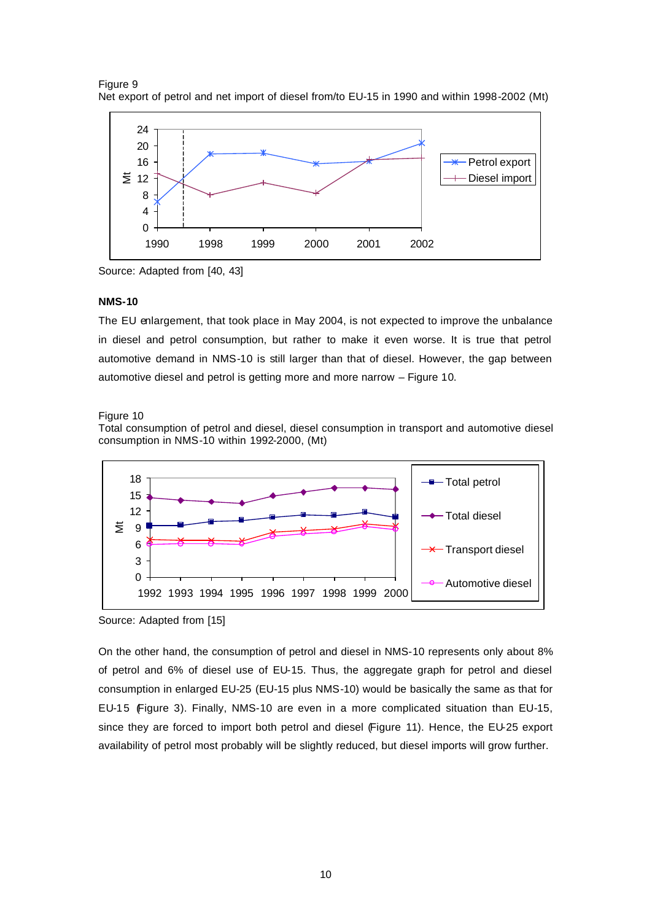Figure 9
Net export of petrol and net import of diesel from/to EU-15 in 1990 and within 1998-2002 (Mt)

Source: Adapted from [40, 43]

**NMS-10**

The EU enlargement, that took place in May 2004, is not expected to improve the unbalance in diesel and petrol consumption, but rather to make it even worse. It is true that petrol automotive demand in NMS-10 is still larger than that of diesel. However, the gap between automotive diesel and petrol is getting more and more narrow – Figure 10.

Figure 10
Total consumption of petrol and diesel, diesel consumption in transport and automotive diesel consumption in NMS-10 within 1992-2000, (Mt)

Source: Adapted from [15]

On the other hand, the consumption of petrol and diesel in NMS-10 represents only about 8% of petrol and 6% of diesel use of EU-15. Thus, the aggregate graph for petrol and diesel consumption in enlarged EU-25 (EU-15 plus NMS-10) would be basically the same as that for EU-15 (Figure 3). Finally, NMS-10 are even in a more complicated situation than EU-15, since they are forced to import both petrol and diesel (Figure 11). Hence, the EU-25 export availability of petrol most probably will be slightly reduced, but diesel imports will grow further.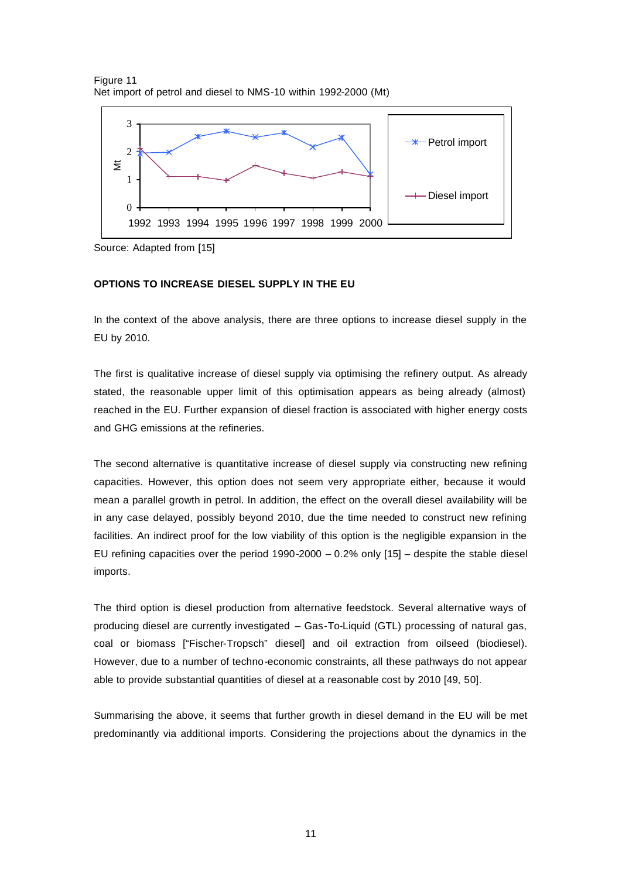Figure 11
Net import of petrol and diesel to NMS-10 within 1992-2000 (Mt)

Source: Adapted from [15]

**OPTIONS TO INCREASE DIESEL SUPPLY IN THE EU**

In the context of the above analysis, there are three options to increase diesel supply in the EU by 2010.

The first is qualitative increase of diesel supply via optimising the refinery output. As already stated, the reasonable upper limit of this optimisation appears as being already (almost) reached in the EU. Further expansion of diesel fraction is associated with higher energy costs and GHG emissions at the refineries.

The second alternative is quantitative increase of diesel supply via constructing new refining capacities. However, this option does not seem very appropriate either, because it would mean a parallel growth in petrol. In addition, the effect on the overall diesel availability will be in any case delayed, possibly beyond 2010, due the time needed to construct new refining facilities. An indirect proof for the low viability of this option is the negligible expansion in the EU refining capacities over the period 1990-2000 – 0.2% only [15] – despite the stable diesel imports.

The third option is diesel production from alternative feedstock. Several alternative ways of producing diesel are currently investigated – Gas-To-Liquid (GTL) processing of natural gas, coal or biomass ["Fischer-Tropsch" diesel] and oil extraction from oilseed (biodiesel). However, due to a number of techno-economic constraints, all these pathways do not appear able to provide substantial quantities of diesel at a reasonable cost by 2010 [49, 50].

Summarising the above, it seems that further growth in diesel demand in the EU will be met predominantly via additional imports. Considering the projections about the dynamics in the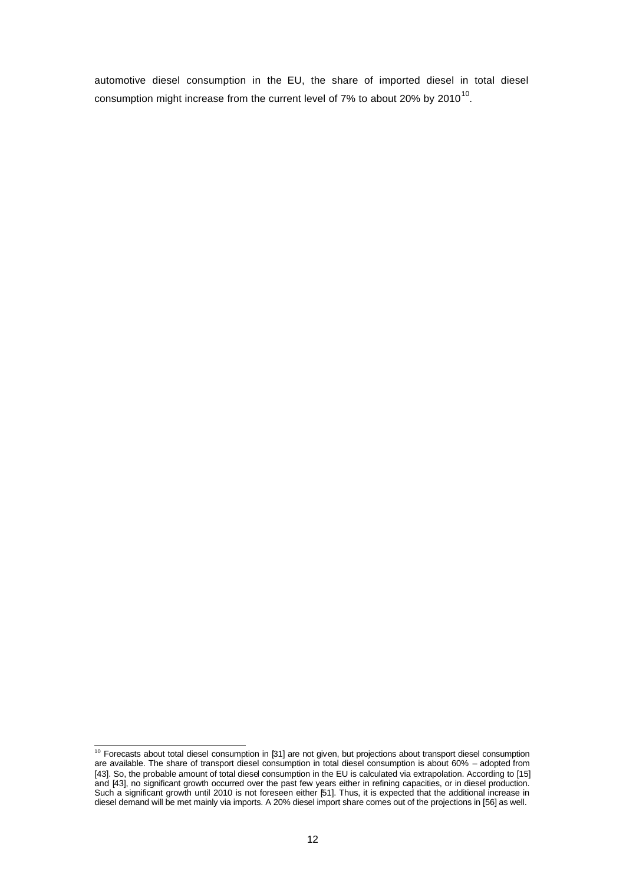automotive diesel consumption in the EU, the share of imported diesel in total diesel consumption might increase from the current level of 7% to about 20% by 2010[10].

[10] Forecasts about total diesel consumption in [31] are not given, but projections about transport diesel consumption are available. The share of transport diesel consumption in total diesel consumption is about 60% – adopted from [43]. So, the probable amount of total diesel consumption in the EU is calculated via extrapolation. According to [15] and [43], no significant growth occurred over the past few years either in refining capacities, or in diesel production. Such a significant growth until 2010 is not foreseen either [51]. Thus, it is expected that the additional increase in diesel demand will be met mainly via imports. A 20% diesel import share comes out of the projections in [56] as well.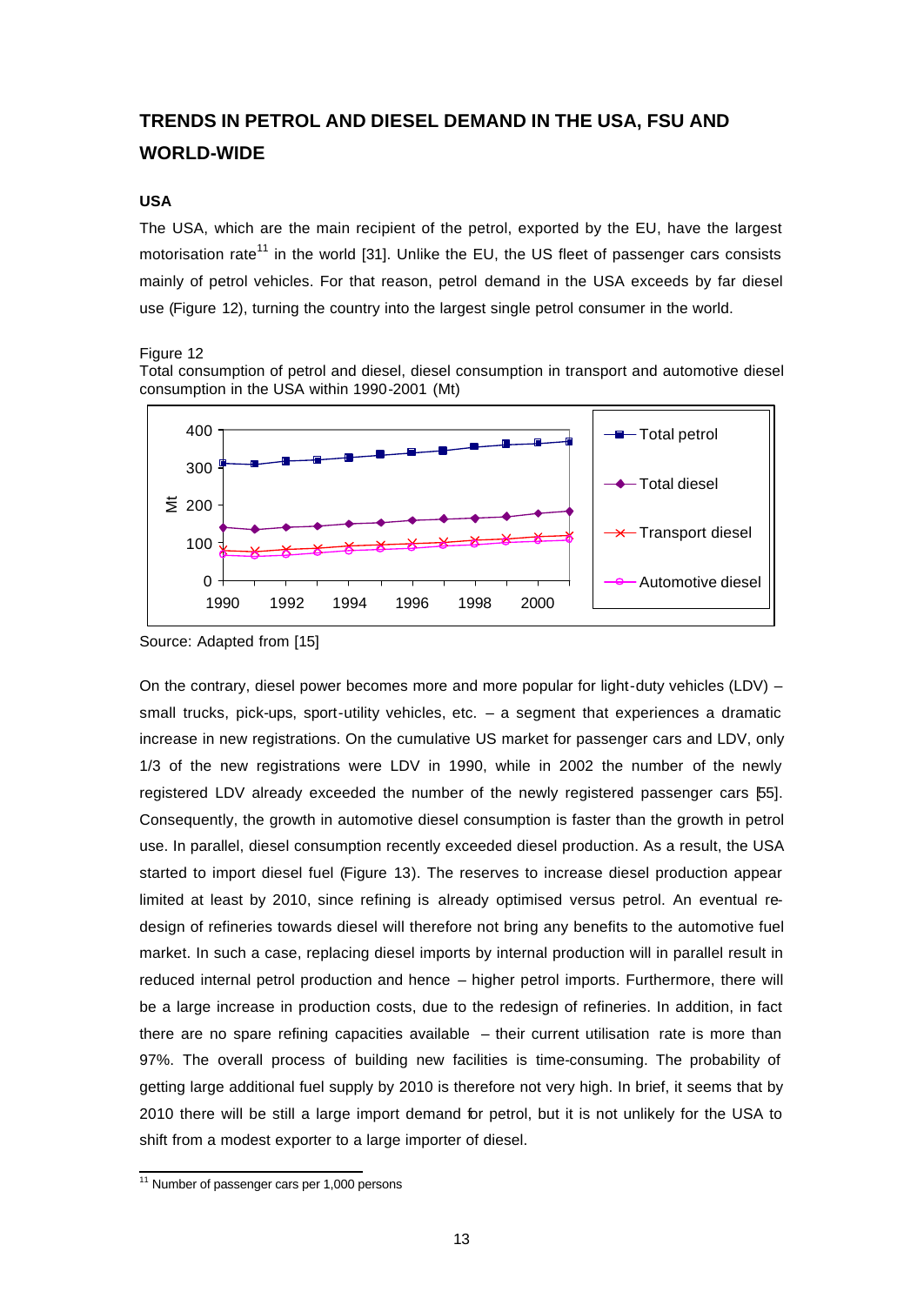## TRENDS IN PETROL AND DIESEL DEMAND IN THE USA, FSU AND WORLD-WIDE

### USA

The USA, which are the main recipient of the petrol, exported by the EU, have the largest motorisation rate[11] in the world [31]. Unlike the EU, the US fleet of passenger cars consists mainly of petrol vehicles. For that reason, petrol demand in the USA exceeds by far diesel use (Figure 12), turning the country into the largest single petrol consumer in the world.

Figure 12
Total consumption of petrol and diesel, diesel consumption in transport and automotive diesel consumption in the USA within 1990-2001 (Mt)

Source: Adapted from [15]

On the contrary, diesel power becomes more and more popular for light-duty vehicles (LDV) – small trucks, pick-ups, sport-utility vehicles, etc. – a segment that experiences a dramatic increase in new registrations. On the cumulative US market for passenger cars and LDV, only 1/3 of the new registrations were LDV in 1990, while in 2002 the number of the newly registered LDV already exceeded the number of the newly registered passenger cars [55]. Consequently, the growth in automotive diesel consumption is faster than the growth in petrol use. In parallel, diesel consumption recently exceeded diesel production. As a result, the USA started to import diesel fuel (Figure 13). The reserves to increase diesel production appear limited at least by 2010, since refining is already optimised versus petrol. An eventual re-design of refineries towards diesel will therefore not bring any benefits to the automotive fuel market. In such a case, replacing diesel imports by internal production will in parallel result in reduced internal petrol production and hence – higher petrol imports. Furthermore, there will be a large increase in production costs, due to the redesign of refineries. In addition, in fact there are no spare refining capacities available – their current utilisation rate is more than 97%. The overall process of building new facilities is time-consuming. The probability of getting large additional fuel supply by 2010 is therefore not very high. In brief, it seems that by 2010 there will be still a large import demand for petrol, but it is not unlikely for the USA to shift from a modest exporter to a large importer of diesel.

[11] Number of passenger cars per 1,000 persons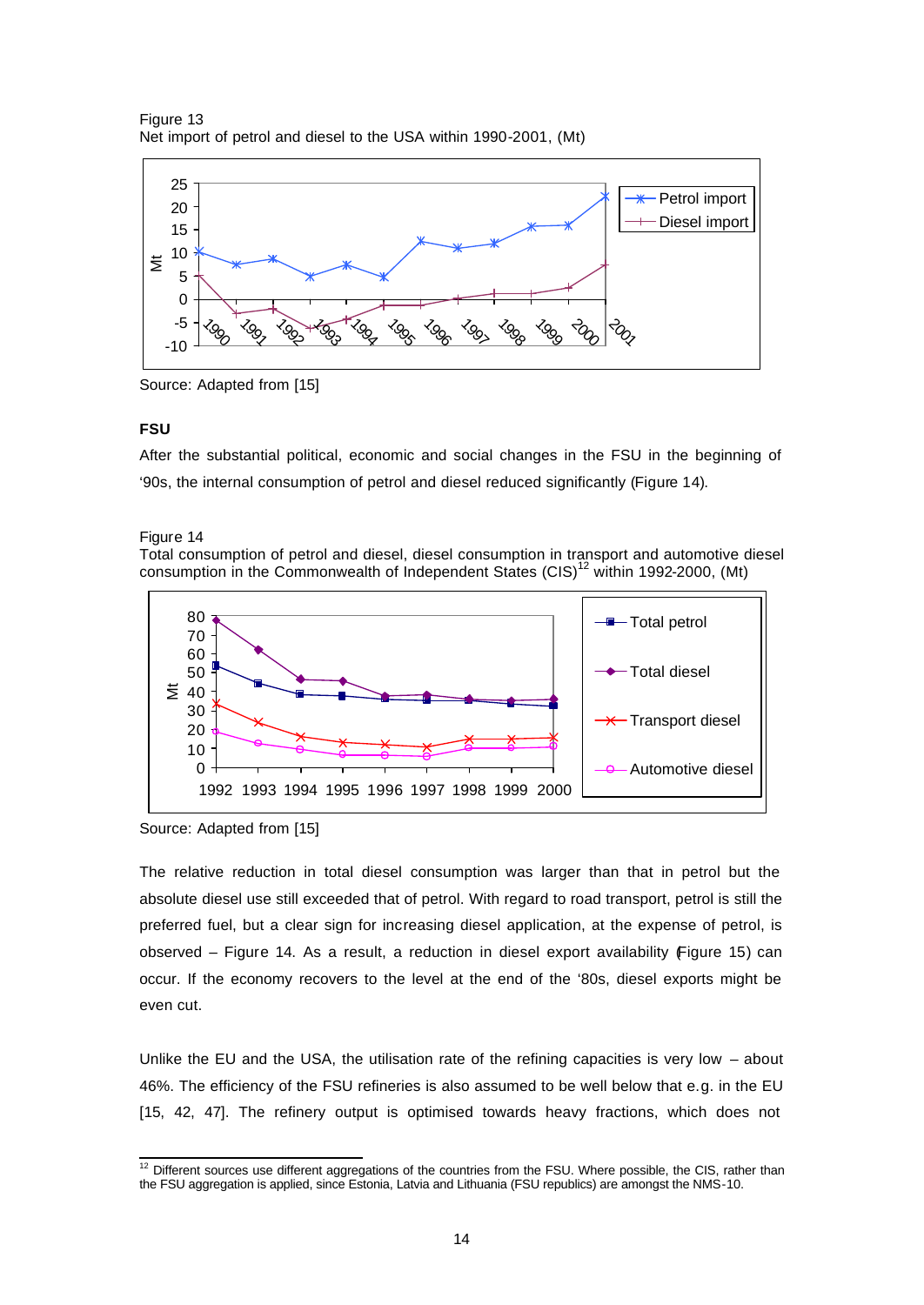Figure 13
Net import of petrol and diesel to the USA within 1990-2001, (Mt)

Source: Adapted from [15]

**FSU**

After the substantial political, economic and social changes in the FSU in the beginning of '90s, the internal consumption of petrol and diesel reduced significantly (Figure 14).

Figure 14
Total consumption of petrol and diesel, diesel consumption in transport and automotive diesel consumption in the Commonwealth of Independent States (CIS)[12] within 1992-2000, (Mt)

Source: Adapted from [15]

The relative reduction in total diesel consumption was larger than that in petrol but the absolute diesel use still exceeded that of petrol. With regard to road transport, petrol is still the preferred fuel, but a clear sign for increasing diesel application, at the expense of petrol, is observed – Figure 14. As a result, a reduction in diesel export availability (Figure 15) can occur. If the economy recovers to the level at the end of the '80s, diesel exports might be even cut.

Unlike the EU and the USA, the utilisation rate of the refining capacities is very low – about 46%. The efficiency of the FSU refineries is also assumed to be well below that e.g. in the EU [15, 42, 47]. The refinery output is optimised towards heavy fractions, which does not

[12] Different sources use different aggregations of the countries from the FSU. Where possible, the CIS, rather than the FSU aggregation is applied, since Estonia, Latvia and Lithuania (FSU republics) are amongst the NMS-10.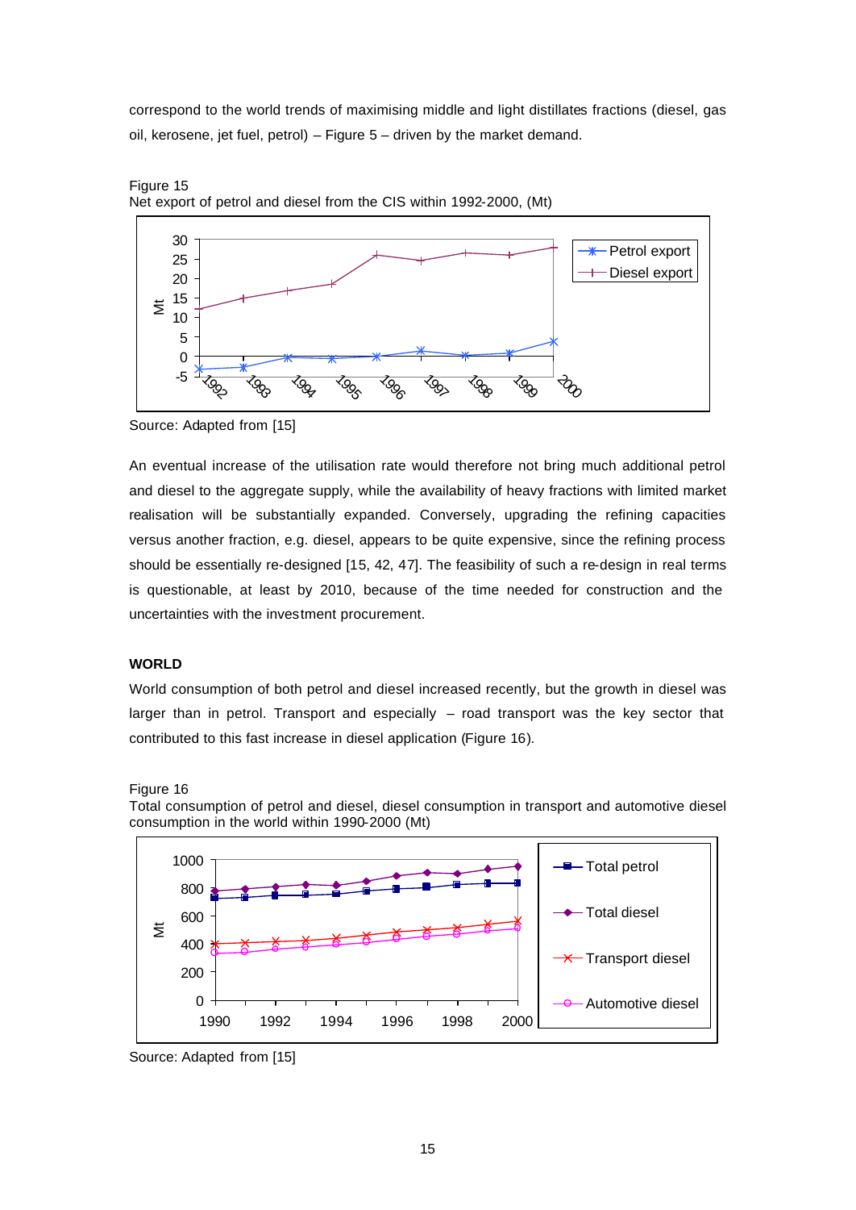correspond to the world trends of maximising middle and light distillates fractions (diesel, gas oil, kerosene, jet fuel, petrol) – Figure 5 – driven by the market demand.

Figure 15
Net export of petrol and diesel from the CIS within 1992-2000, (Mt)

Source: Adapted from [15]

An eventual increase of the utilisation rate would therefore not bring much additional petrol and diesel to the aggregate supply, while the availability of heavy fractions with limited market realisation will be substantially expanded. Conversely, upgrading the refining capacities versus another fraction, e.g. diesel, appears to be quite expensive, since the refining process should be essentially re-designed [15, 42, 47]. The feasibility of such a re-design in real terms is questionable, at least by 2010, because of the time needed for construction and the uncertainties with the investment procurement.

**WORLD**

World consumption of both petrol and diesel increased recently, but the growth in diesel was larger than in petrol. Transport and especially – road transport was the key sector that contributed to this fast increase in diesel application (Figure 16).

Figure 16
Total consumption of petrol and diesel, diesel consumption in transport and automotive diesel consumption in the world within 1990-2000 (Mt)

Source: Adapted from [15]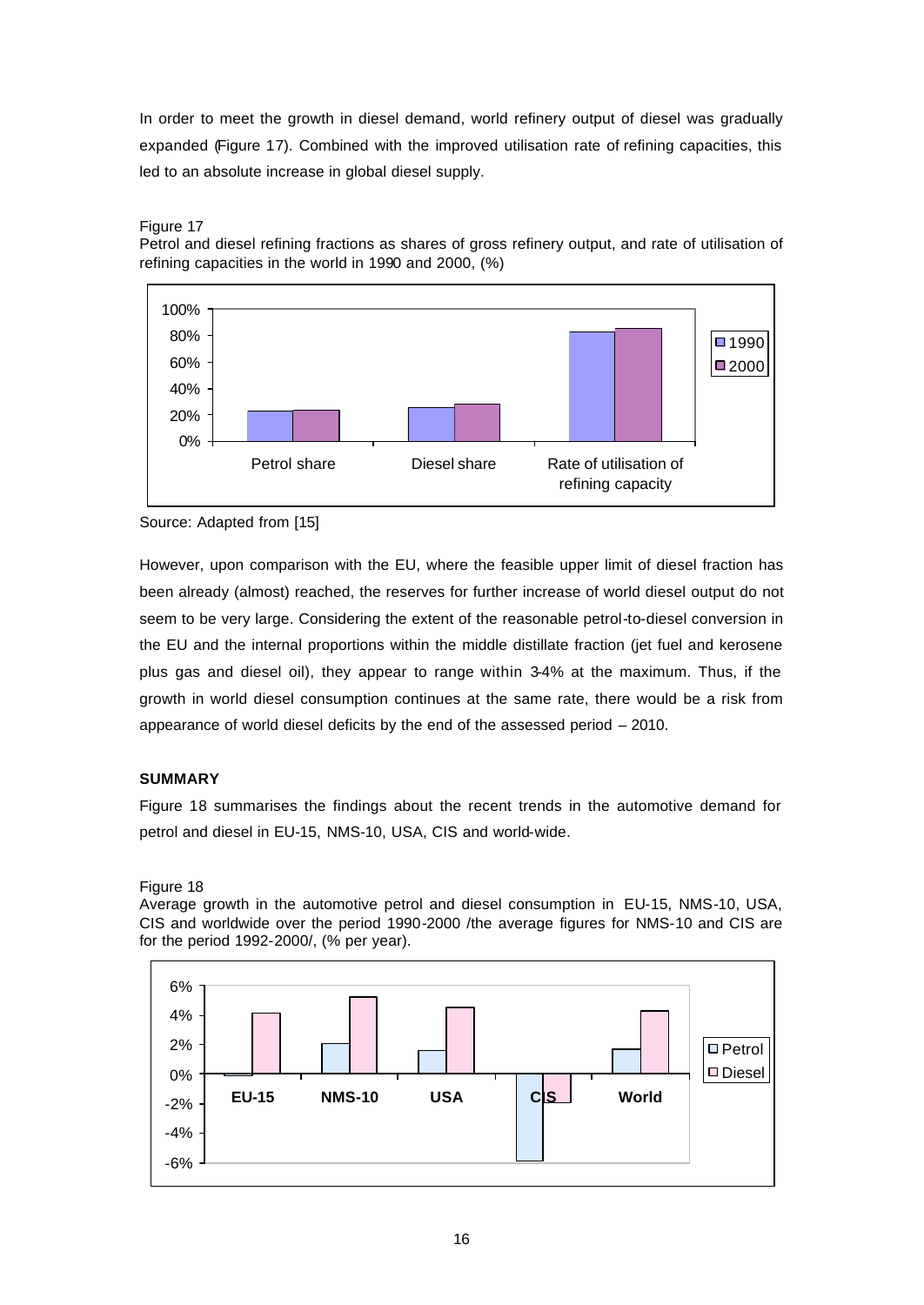In order to meet the growth in diesel demand, world refinery output of diesel was gradually expanded (Figure 17). Combined with the improved utilisation rate of refining capacities, this led to an absolute increase in global diesel supply.

Figure 17
Petrol and diesel refining fractions as shares of gross refinery output, and rate of utilisation of refining capacities in the world in 1990 and 2000, (%)

Source: Adapted from [15]

However, upon comparison with the EU, where the feasible upper limit of diesel fraction has been already (almost) reached, the reserves for further increase of world diesel output do not seem to be very large. Considering the extent of the reasonable petrol-to-diesel conversion in the EU and the internal proportions within the middle distillate fraction (jet fuel and kerosene plus gas and diesel oil), they appear to range within 3-4% at the maximum. Thus, if the growth in world diesel consumption continues at the same rate, there would be a risk from appearance of world diesel deficits by the end of the assessed period – 2010.

**SUMMARY**

Figure 18 summarises the findings about the recent trends in the automotive demand for petrol and diesel in EU-15, NMS-10, USA, CIS and world-wide.

Figure 18
Average growth in the automotive petrol and diesel consumption in EU-15, NMS-10, USA, CIS and worldwide over the period 1990-2000 /the average figures for NMS-10 and CIS are for the period 1992-2000/, (% per year).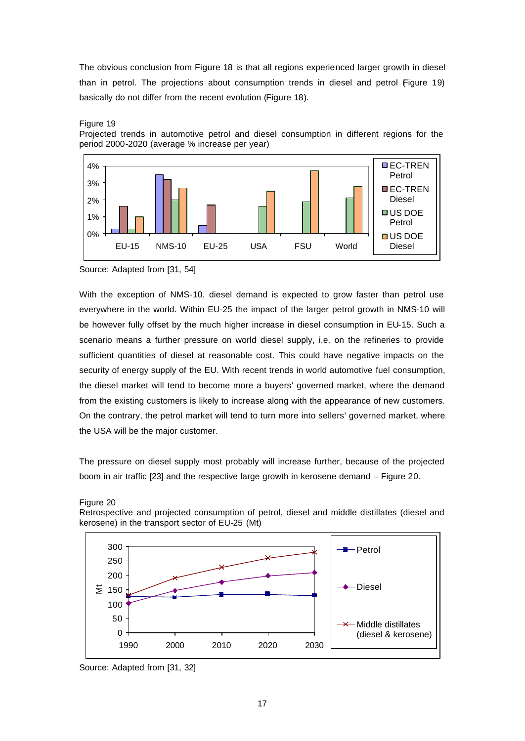The obvious conclusion from Figure 18 is that all regions experienced larger growth in diesel than in petrol. The projections about consumption trends in diesel and petrol (Figure 19) basically do not differ from the recent evolution (Figure 18).

Figure 19
Projected trends in automotive petrol and diesel consumption in different regions for the period 2000-2020 (average % increase per year)

Source: Adapted from [31, 54]

With the exception of NMS-10, diesel demand is expected to grow faster than petrol use everywhere in the world. Within EU-25 the impact of the larger petrol growth in NMS-10 will be however fully offset by the much higher increase in diesel consumption in EU-15. Such a scenario means a further pressure on world diesel supply, i.e. on the refineries to provide sufficient quantities of diesel at reasonable cost. This could have negative impacts on the security of energy supply of the EU. With recent trends in world automotive fuel consumption, the diesel market will tend to become more a buyers' governed market, where the demand from the existing customers is likely to increase along with the appearance of new customers. On the contrary, the petrol market will tend to turn more into sellers' governed market, where the USA will be the major customer.

The pressure on diesel supply most probably will increase further, because of the projected boom in air traffic [23] and the respective large growth in kerosene demand – Figure 20.

Figure 20
Retrospective and projected consumption of petrol, diesel and middle distillates (diesel and kerosene) in the transport sector of EU-25 (Mt)

Source: Adapted from [31, 32]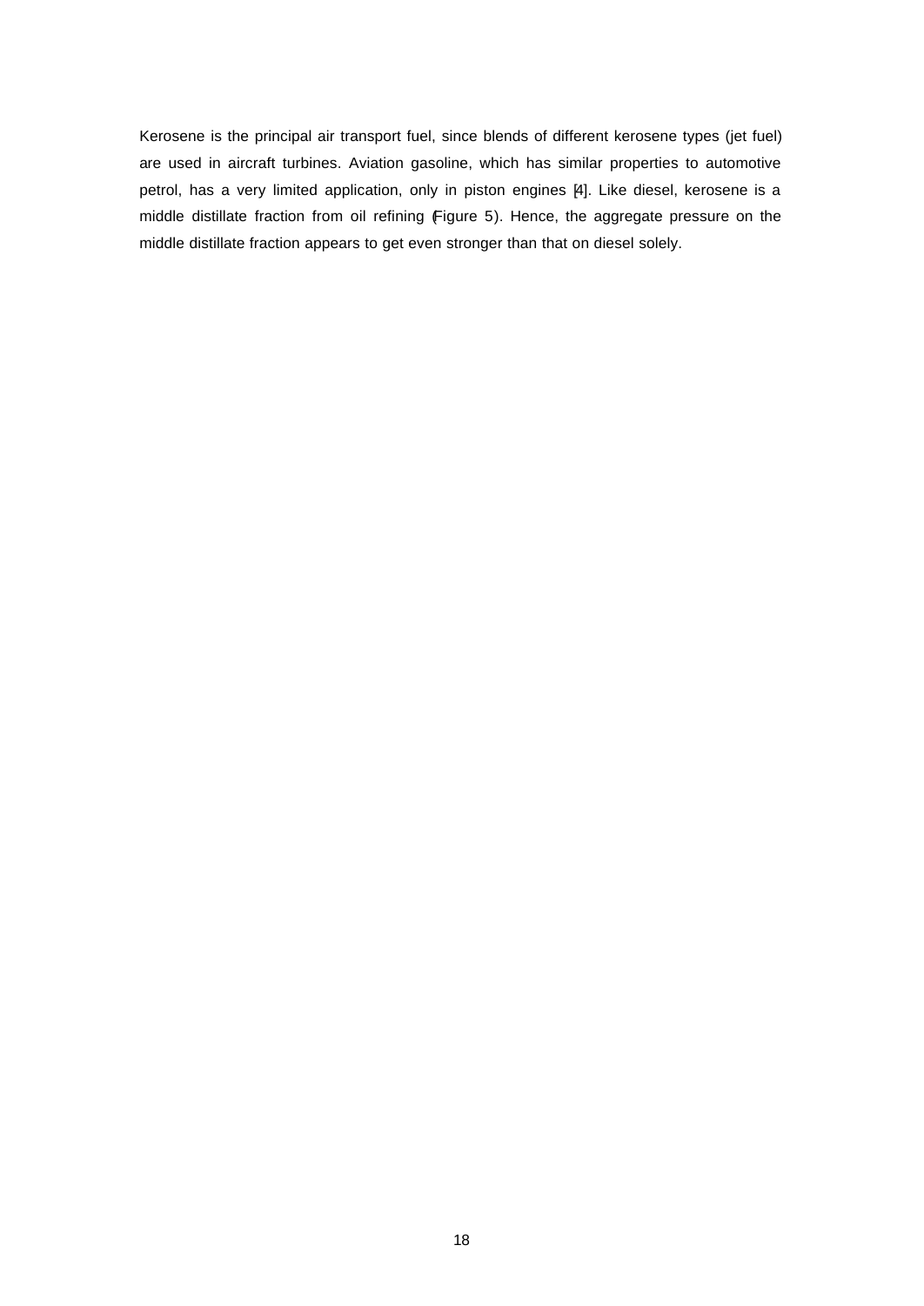Kerosene is the principal air transport fuel, since blends of different kerosene types (jet fuel) are used in aircraft turbines. Aviation gasoline, which has similar properties to automotive petrol, has a very limited application, only in piston engines [4]. Like diesel, kerosene is a middle distillate fraction from oil refining (Figure 5). Hence, the aggregate pressure on the middle distillate fraction appears to get even stronger than that on diesel solely.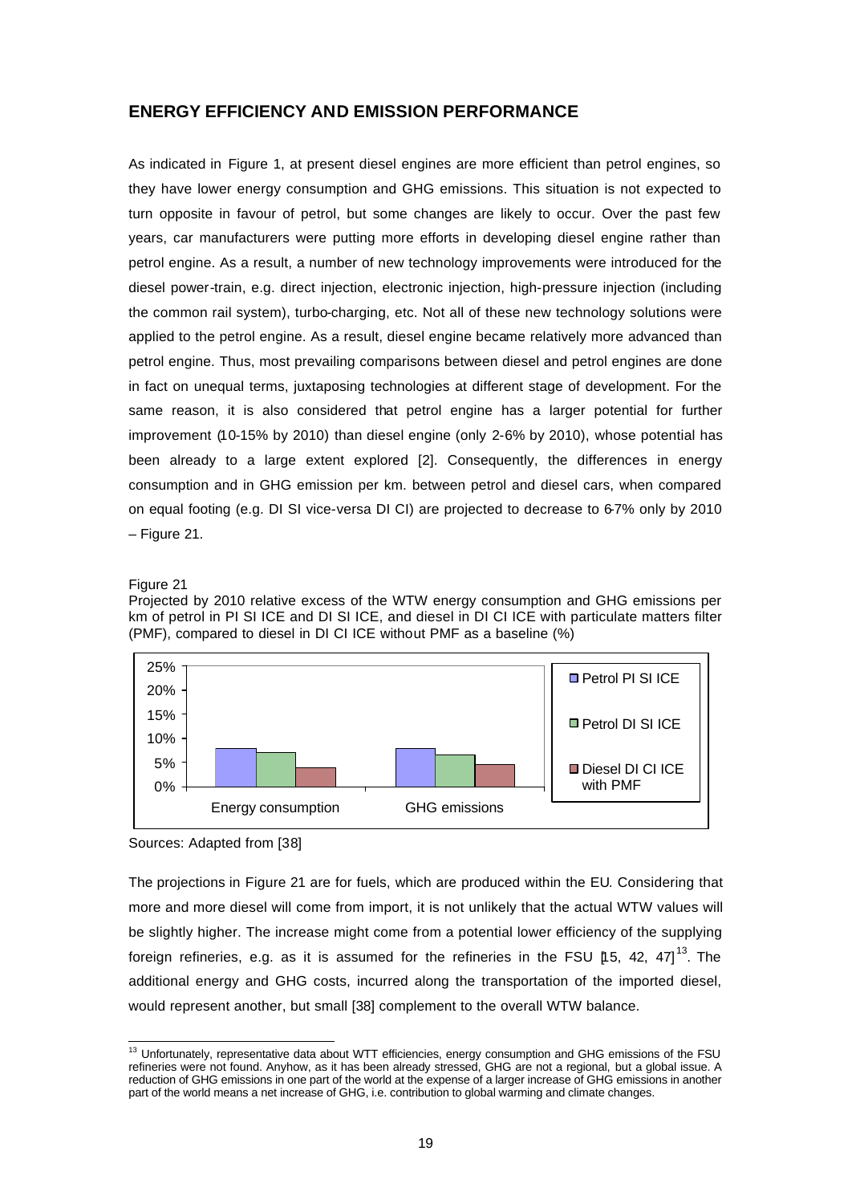## ENERGY EFFICIENCY AND EMISSION PERFORMANCE

As indicated in Figure 1, at present diesel engines are more efficient than petrol engines, so they have lower energy consumption and GHG emissions. This situation is not expected to turn opposite in favour of petrol, but some changes are likely to occur. Over the past few years, car manufacturers were putting more efforts in developing diesel engine rather than petrol engine. As a result, a number of new technology improvements were introduced for the diesel power-train, e.g. direct injection, electronic injection, high-pressure injection (including the common rail system), turbo-charging, etc. Not all of these new technology solutions were applied to the petrol engine. As a result, diesel engine became relatively more advanced than petrol engine. Thus, most prevailing comparisons between diesel and petrol engines are done in fact on unequal terms, juxtaposing technologies at different stage of development. For the same reason, it is also considered that petrol engine has a larger potential for further improvement (10-15% by 2010) than diesel engine (only 2-6% by 2010), whose potential has been already to a large extent explored [2]. Consequently, the differences in energy consumption and in GHG emission per km. between petrol and diesel cars, when compared on equal footing (e.g. DI SI vice-versa DI CI) are projected to decrease to 6-7% only by 2010 – Figure 21.

Figure 21
Projected by 2010 relative excess of the WTW energy consumption and GHG emissions per km of petrol in PI SI ICE and DI SI ICE, and diesel in DI CI ICE with particulate matters filter (PMF), compared to diesel in DI CI ICE without PMF as a baseline (%)

Sources: Adapted from [38]

The projections in Figure 21 are for fuels, which are produced within the EU. Considering that more and more diesel will come from import, it is not unlikely that the actual WTW values will be slightly higher. The increase might come from a potential lower efficiency of the supplying foreign refineries, e.g. as it is assumed for the refineries in the FSU [15, 42, 47][13]. The additional energy and GHG costs, incurred along the transportation of the imported diesel, would represent another, but small [38] complement to the overall WTW balance.

[13] Unfortunately, representative data about WTT efficiencies, energy consumption and GHG emissions of the FSU refineries were not found. Anyhow, as it has been already stressed, GHG are not a regional, but a global issue. A reduction of GHG emissions in one part of the world at the expense of a larger increase of GHG emissions in another part of the world means a net increase of GHG, i.e. contribution to global warming and climate changes.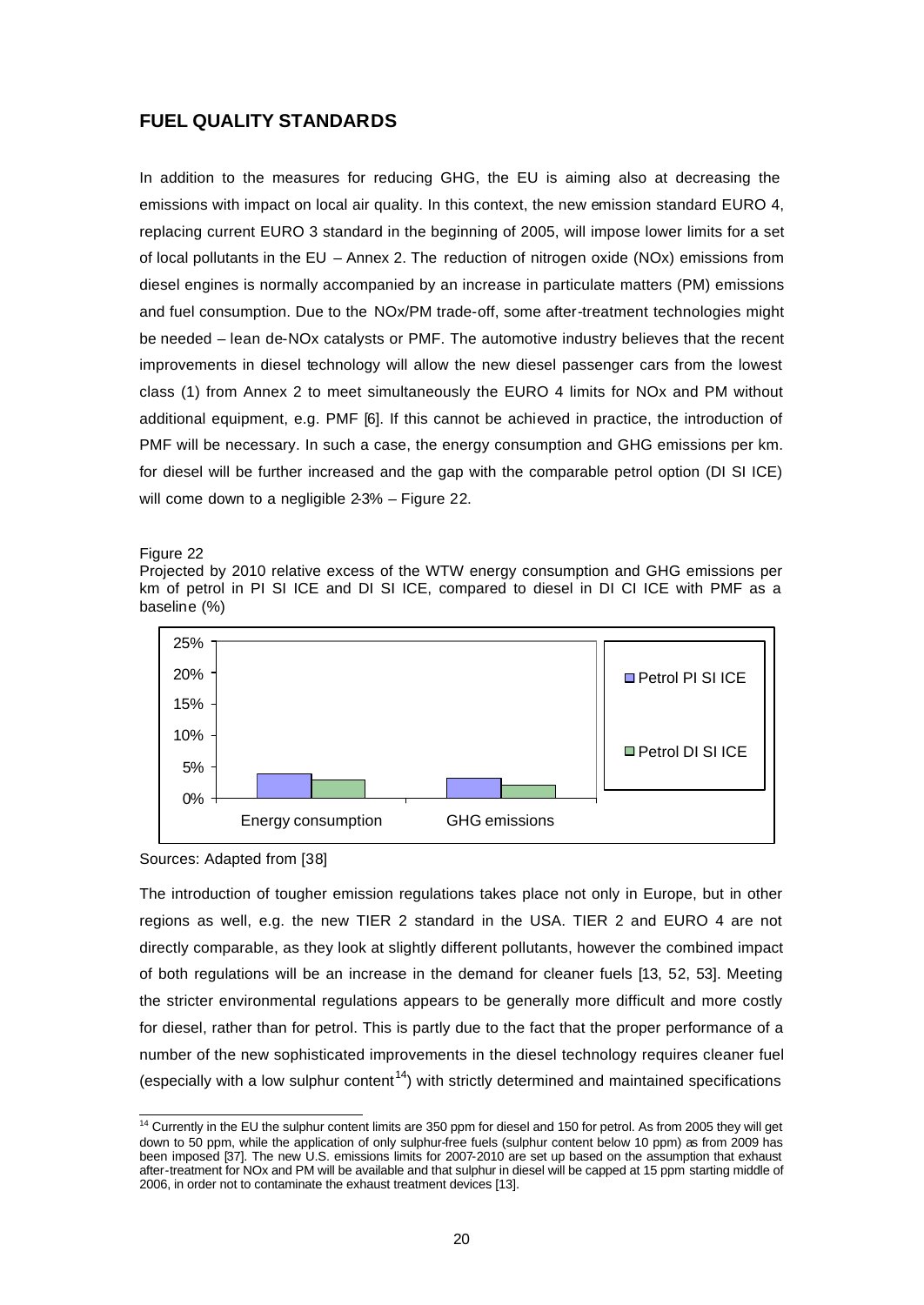## FUEL QUALITY STANDARDS

In addition to the measures for reducing GHG, the EU is aiming also at decreasing the emissions with impact on local air quality. In this context, the new emission standard EURO 4, replacing current EURO 3 standard in the beginning of 2005, will impose lower limits for a set of local pollutants in the EU – Annex 2. The reduction of nitrogen oxide (NOx) emissions from diesel engines is normally accompanied by an increase in particulate matters (PM) emissions and fuel consumption. Due to the NOx/PM trade-off, some after-treatment technologies might be needed – lean de-NOx catalysts or PMF. The automotive industry believes that the recent improvements in diesel technology will allow the new diesel passenger cars from the lowest class (1) from Annex 2 to meet simultaneously the EURO 4 limits for NOx and PM without additional equipment, e.g. PMF [6]. If this cannot be achieved in practice, the introduction of PMF will be necessary. In such a case, the energy consumption and GHG emissions per km. for diesel will be further increased and the gap with the comparable petrol option (DI SI ICE) will come down to a negligible 2-3% – Figure 22.

Figure 22
Projected by 2010 relative excess of the WTW energy consumption and GHG emissions per km of petrol in PI SI ICE and DI SI ICE, compared to diesel in DI CI ICE with PMF as a baseline (%)

Sources: Adapted from [38]

The introduction of tougher emission regulations takes place not only in Europe, but in other regions as well, e.g. the new TIER 2 standard in the USA. TIER 2 and EURO 4 are not directly comparable, as they look at slightly different pollutants, however the combined impact of both regulations will be an increase in the demand for cleaner fuels [13, 52, 53]. Meeting the stricter environmental regulations appears to be generally more difficult and more costly for diesel, rather than for petrol. This is partly due to the fact that the proper performance of a number of the new sophisticated improvements in the diesel technology requires cleaner fuel (especially with a low sulphur content[14]) with strictly determined and maintained specifications

[14] Currently in the EU the sulphur content limits are 350 ppm for diesel and 150 for petrol. As from 2005 they will get down to 50 ppm, while the application of only sulphur-free fuels (sulphur content below 10 ppm) as from 2009 has been imposed [37]. The new U.S. emissions limits for 2007-2010 are set up based on the assumption that exhaust after-treatment for NOx and PM will be available and that sulphur in diesel will be capped at 15 ppm starting middle of 2006, in order not to contaminate the exhaust treatment devices [13].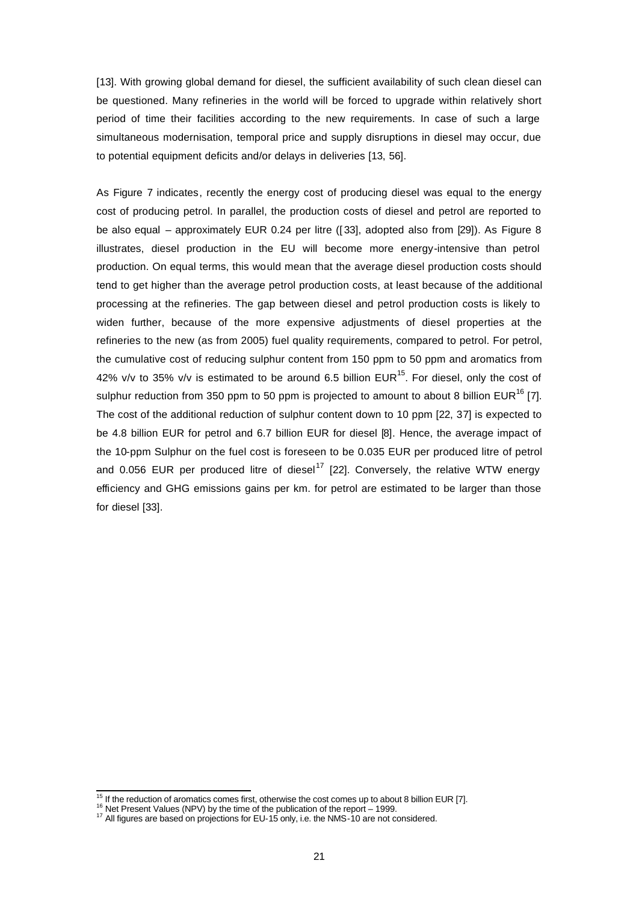[13]. With growing global demand for diesel, the sufficient availability of such clean diesel can be questioned. Many refineries in the world will be forced to upgrade within relatively short period of time their facilities according to the new requirements. In case of such a large simultaneous modernisation, temporal price and supply disruptions in diesel may occur, due to potential equipment deficits and/or delays in deliveries [13, 56].

As Figure 7 indicates, recently the energy cost of producing diesel was equal to the energy cost of producing petrol. In parallel, the production costs of diesel and petrol are reported to be also equal – approximately EUR 0.24 per litre ([33], adopted also from [29]). As Figure 8 illustrates, diesel production in the EU will become more energy-intensive than petrol production. On equal terms, this would mean that the average diesel production costs should tend to get higher than the average petrol production costs, at least because of the additional processing at the refineries. The gap between diesel and petrol production costs is likely to widen further, because of the more expensive adjustments of diesel properties at the refineries to the new (as from 2005) fuel quality requirements, compared to petrol. For petrol, the cumulative cost of reducing sulphur content from 150 ppm to 50 ppm and aromatics from 42% v/v to 35% v/v is estimated to be around 6.5 billion EUR[15]. For diesel, only the cost of sulphur reduction from 350 ppm to 50 ppm is projected to amount to about 8 billion EUR[16] [7]. The cost of the additional reduction of sulphur content down to 10 ppm [22, 37] is expected to be 4.8 billion EUR for petrol and 6.7 billion EUR for diesel [8]. Hence, the average impact of the 10-ppm Sulphur on the fuel cost is foreseen to be 0.035 EUR per produced litre of petrol and 0.056 EUR per produced litre of diesel[17] [22]. Conversely, the relative WTW energy efficiency and GHG emissions gains per km. for petrol are estimated to be larger than those for diesel [33].

---

[15] If the reduction of aromatics comes first, otherwise the cost comes up to about 8 billion EUR [7].

[16] Net Present Values (NPV) by the time of the publication of the report – 1999.

[17] All figures are based on projections for EU-15 only, i.e. the NMS-10 are not considered.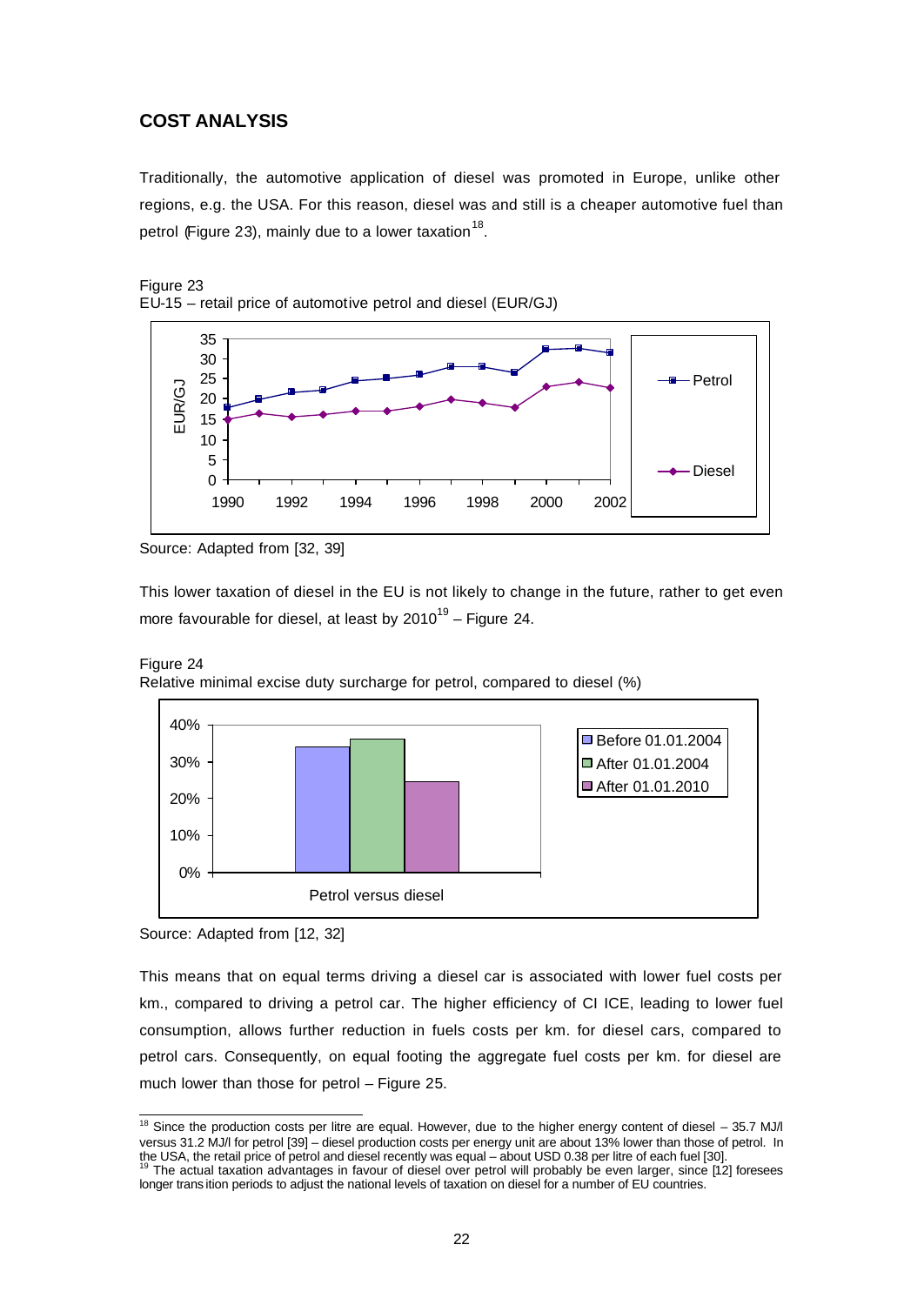## COST ANALYSIS

Traditionally, the automotive application of diesel was promoted in Europe, unlike other regions, e.g. the USA. For this reason, diesel was and still is a cheaper automotive fuel than petrol (Figure 23), mainly due to a lower taxation[18].

Figure 23
EU-15 – retail price of automotive petrol and diesel (EUR/GJ)

Source: Adapted from [32, 39]

This lower taxation of diesel in the EU is not likely to change in the future, rather to get even more favourable for diesel, at least by 2010[19] – Figure 24.

Figure 24
Relative minimal excise duty surcharge for petrol, compared to diesel (%)

Source: Adapted from [12, 32]

This means that on equal terms driving a diesel car is associated with lower fuel costs per km., compared to driving a petrol car. The higher efficiency of CI ICE, leading to lower fuel consumption, allows further reduction in fuels costs per km. for diesel cars, compared to petrol cars. Consequently, on equal footing the aggregate fuel costs per km. for diesel are much lower than those for petrol – Figure 25.

---

[18] Since the production costs per litre are equal. However, due to the higher energy content of diesel – 35.7 MJ/l versus 31.2 MJ/l for petrol [39] – diesel production costs per energy unit are about 13% lower than those of petrol. In the USA, the retail price of petrol and diesel recently was equal – about USD 0.38 per litre of each fuel [30].

[19] The actual taxation advantages in favour of diesel over petrol will probably be even larger, since [12] foresees longer transition periods to adjust the national levels of taxation on diesel for a number of EU countries.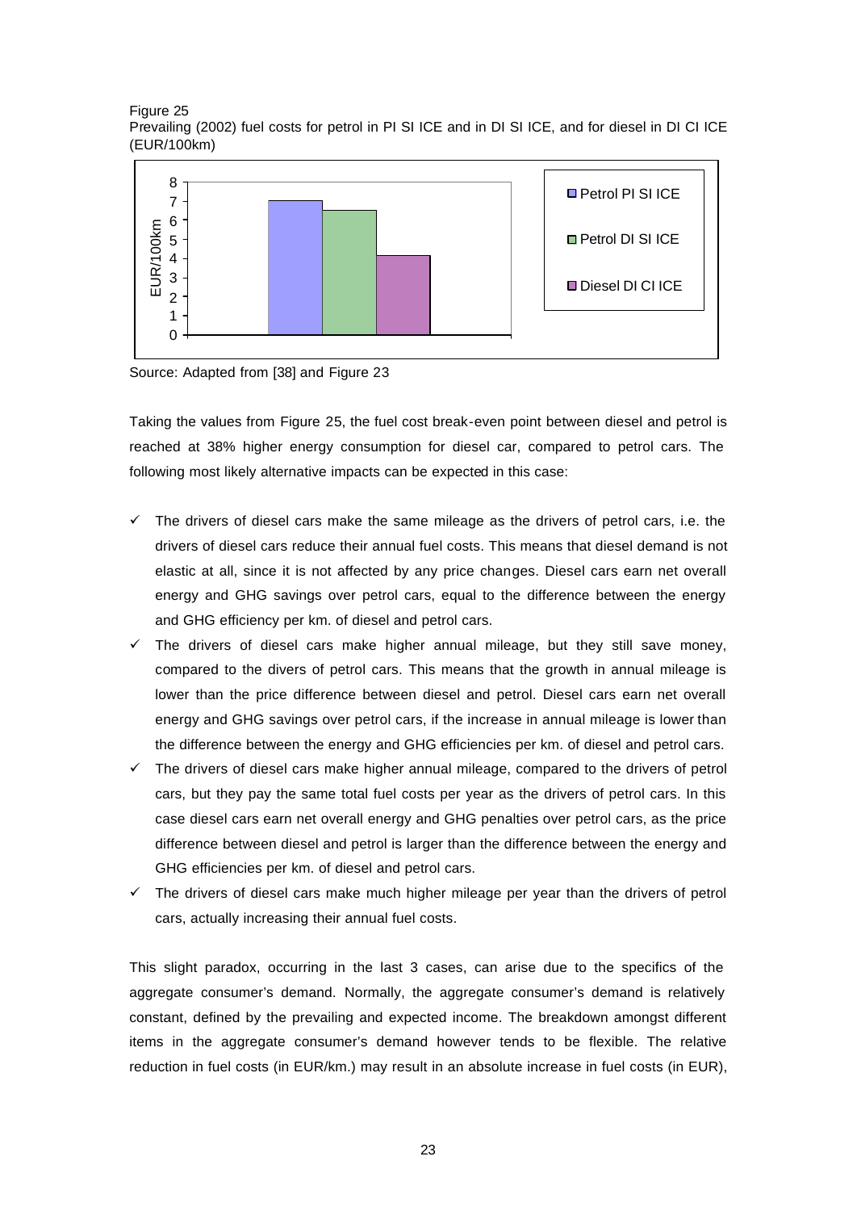Figure 25
Prevailing (2002) fuel costs for petrol in PI SI ICE and in DI SI ICE, and for diesel in DI CI ICE (EUR/100km)

Source: Adapted from [38] and Figure 23

Taking the values from Figure 25, the fuel cost break-even point between diesel and petrol is reached at 38% higher energy consumption for diesel car, compared to petrol cars. The following most likely alternative impacts can be expected in this case:

- ✓ The drivers of diesel cars make the same mileage as the drivers of petrol cars, i.e. the drivers of diesel cars reduce their annual fuel costs. This means that diesel demand is not elastic at all, since it is not affected by any price changes. Diesel cars earn net overall energy and GHG savings over petrol cars, equal to the difference between the energy and GHG efficiency per km. of diesel and petrol cars.
- ✓ The drivers of diesel cars make higher annual mileage, but they still save money, compared to the divers of petrol cars. This means that the growth in annual mileage is lower than the price difference between diesel and petrol. Diesel cars earn net overall energy and GHG savings over petrol cars, if the increase in annual mileage is lower than the difference between the energy and GHG efficiencies per km. of diesel and petrol cars.
- ✓ The drivers of diesel cars make higher annual mileage, compared to the drivers of petrol cars, but they pay the same total fuel costs per year as the drivers of petrol cars. In this case diesel cars earn net overall energy and GHG penalties over petrol cars, as the price difference between diesel and petrol is larger than the difference between the energy and GHG efficiencies per km. of diesel and petrol cars.
- ✓ The drivers of diesel cars make much higher mileage per year than the drivers of petrol cars, actually increasing their annual fuel costs.

This slight paradox, occurring in the last 3 cases, can arise due to the specifics of the aggregate consumer's demand. Normally, the aggregate consumer's demand is relatively constant, defined by the prevailing and expected income. The breakdown amongst different items in the aggregate consumer's demand however tends to be flexible. The relative reduction in fuel costs (in EUR/km.) may result in an absolute increase in fuel costs (in EUR),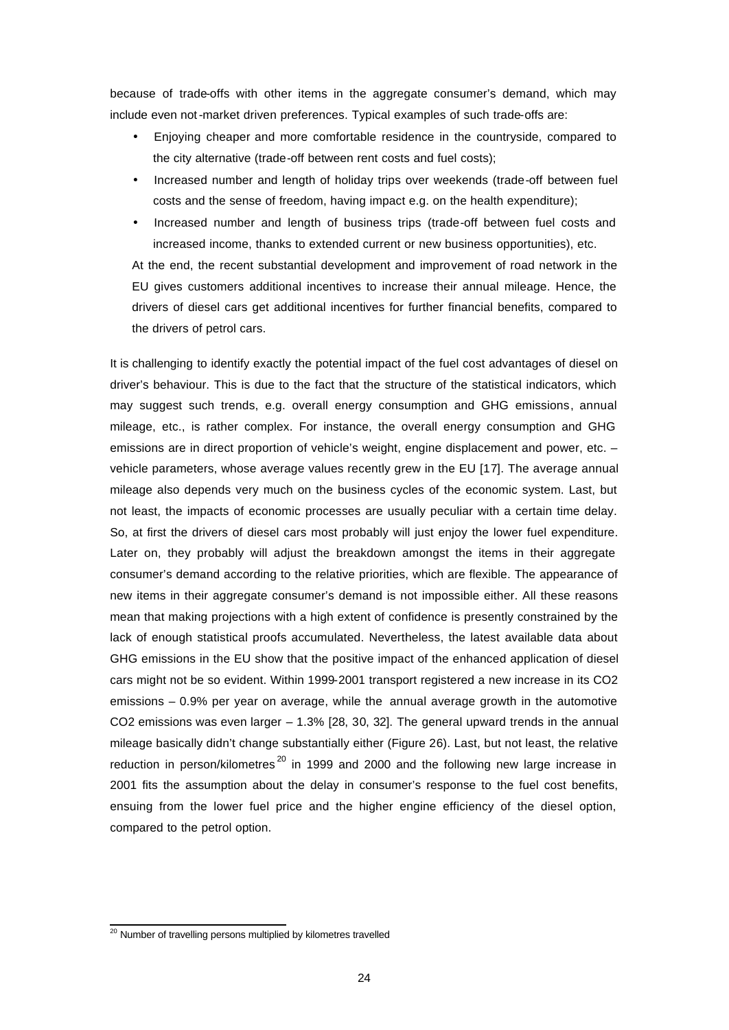because of trade-offs with other items in the aggregate consumer's demand, which may include even not-market driven preferences. Typical examples of such trade-offs are:

- Enjoying cheaper and more comfortable residence in the countryside, compared to the city alternative (trade-off between rent costs and fuel costs);
- Increased number and length of holiday trips over weekends (trade-off between fuel costs and the sense of freedom, having impact e.g. on the health expenditure);
- Increased number and length of business trips (trade-off between fuel costs and increased income, thanks to extended current or new business opportunities), etc.

At the end, the recent substantial development and improvement of road network in the EU gives customers additional incentives to increase their annual mileage. Hence, the drivers of diesel cars get additional incentives for further financial benefits, compared to the drivers of petrol cars.

It is challenging to identify exactly the potential impact of the fuel cost advantages of diesel on driver's behaviour. This is due to the fact that the structure of the statistical indicators, which may suggest such trends, e.g. overall energy consumption and GHG emissions, annual mileage, etc., is rather complex. For instance, the overall energy consumption and GHG emissions are in direct proportion of vehicle's weight, engine displacement and power, etc. – vehicle parameters, whose average values recently grew in the EU [17]. The average annual mileage also depends very much on the business cycles of the economic system. Last, but not least, the impacts of economic processes are usually peculiar with a certain time delay. So, at first the drivers of diesel cars most probably will just enjoy the lower fuel expenditure. Later on, they probably will adjust the breakdown amongst the items in their aggregate consumer's demand according to the relative priorities, which are flexible. The appearance of new items in their aggregate consumer's demand is not impossible either. All these reasons mean that making projections with a high extent of confidence is presently constrained by the lack of enough statistical proofs accumulated. Nevertheless, the latest available data about GHG emissions in the EU show that the positive impact of the enhanced application of diesel cars might not be so evident. Within 1999-2001 transport registered a new increase in its $CO_2$ emissions – 0.9% per year on average, while the annual average growth in the automotive $CO_2$ emissions was even larger – 1.3% [28, 30, 32]. The general upward trends in the annual mileage basically didn't change substantially either (Figure 26). Last, but not least, the relative reduction in person/kilometres[20] in 1999 and 2000 and the following new large increase in 2001 fits the assumption about the delay in consumer's response to the fuel cost benefits, ensuing from the lower fuel price and the higher engine efficiency of the diesel option, compared to the petrol option.

[20] Number of travelling persons multiplied by kilometres travelled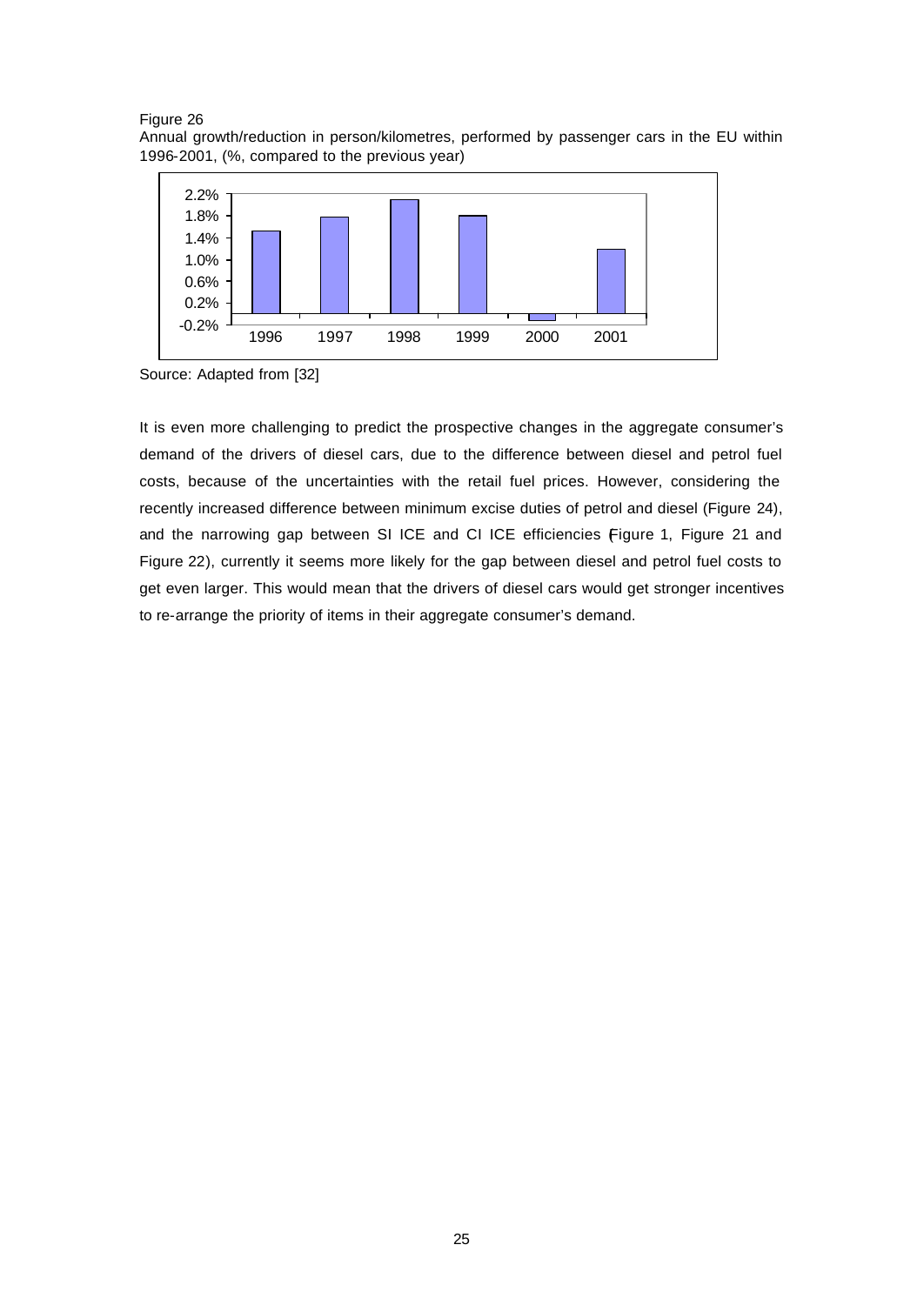Figure 26

Annual growth/reduction in person/kilometres, performed by passenger cars in the EU within 1996-2001, (%, compared to the previous year)

Source: Adapted from [32]

It is even more challenging to predict the prospective changes in the aggregate consumer's demand of the drivers of diesel cars, due to the difference between diesel and petrol fuel costs, because of the uncertainties with the retail fuel prices. However, considering the recently increased difference between minimum excise duties of petrol and diesel (Figure 24), and the narrowing gap between SI ICE and CI ICE efficiencies (Figure 1, Figure 21 and Figure 22), currently it seems more likely for the gap between diesel and petrol fuel costs to get even larger. This would mean that the drivers of diesel cars would get stronger incentives to re-arrange the priority of items in their aggregate consumer's demand.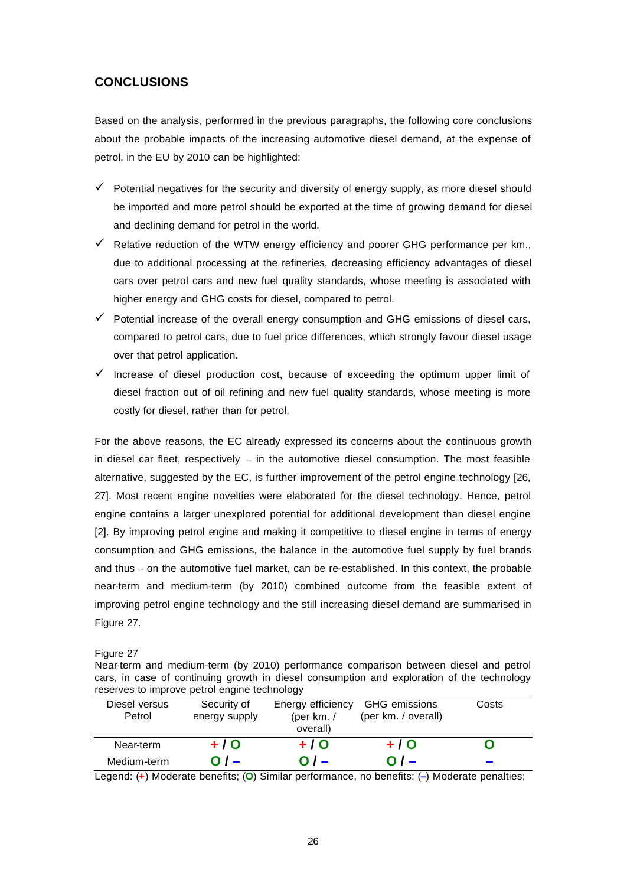## CONCLUSIONS

Based on the analysis, performed in the previous paragraphs, the following core conclusions about the probable impacts of the increasing automotive diesel demand, at the expense of petrol, in the EU by 2010 can be highlighted:

- ✓ Potential negatives for the security and diversity of energy supply, as more diesel should be imported and more petrol should be exported at the time of growing demand for diesel and declining demand for petrol in the world.
- ✓ Relative reduction of the WTW energy efficiency and poorer GHG performance per km., due to additional processing at the refineries, decreasing efficiency advantages of diesel cars over petrol cars and new fuel quality standards, whose meeting is associated with higher energy and GHG costs for diesel, compared to petrol.
- ✓ Potential increase of the overall energy consumption and GHG emissions of diesel cars, compared to petrol cars, due to fuel price differences, which strongly favour diesel usage over that petrol application.
- ✓ Increase of diesel production cost, because of exceeding the optimum upper limit of diesel fraction out of oil refining and new fuel quality standards, whose meeting is more costly for diesel, rather than for petrol.

For the above reasons, the EC already expressed its concerns about the continuous growth in diesel car fleet, respectively – in the automotive diesel consumption. The most feasible alternative, suggested by the EC, is further improvement of the petrol engine technology [26, 27]. Most recent engine novelties were elaborated for the diesel technology. Hence, petrol engine contains a larger unexplored potential for additional development than diesel engine [2]. By improving petrol engine and making it competitive to diesel engine in terms of energy consumption and GHG emissions, the balance in the automotive fuel supply by fuel brands and thus – on the automotive fuel market, can be re-established. In this context, the probable near-term and medium-term (by 2010) combined outcome from the feasible extent of improving petrol engine technology and the still increasing diesel demand are summarised in Figure 27.

Figure 27
Near-term and medium-term (by 2010) performance comparison between diesel and petrol cars, in case of continuing growth in diesel consumption and exploration of the technology reserves to improve petrol engine technology

| Diesel versus Petrol | Security of energy supply | Energy efficiency (per km. / overall) | GHG emissions (per km. / overall) | Costs |
|---|---|---|---|---|
| Near-term | + / O | + / O | + / O | O |
| Medium-term | O / – | O / – | O / – | – |

Legend: (+) Moderate benefits; (O) Similar performance, no benefits; (–) Moderate penalties;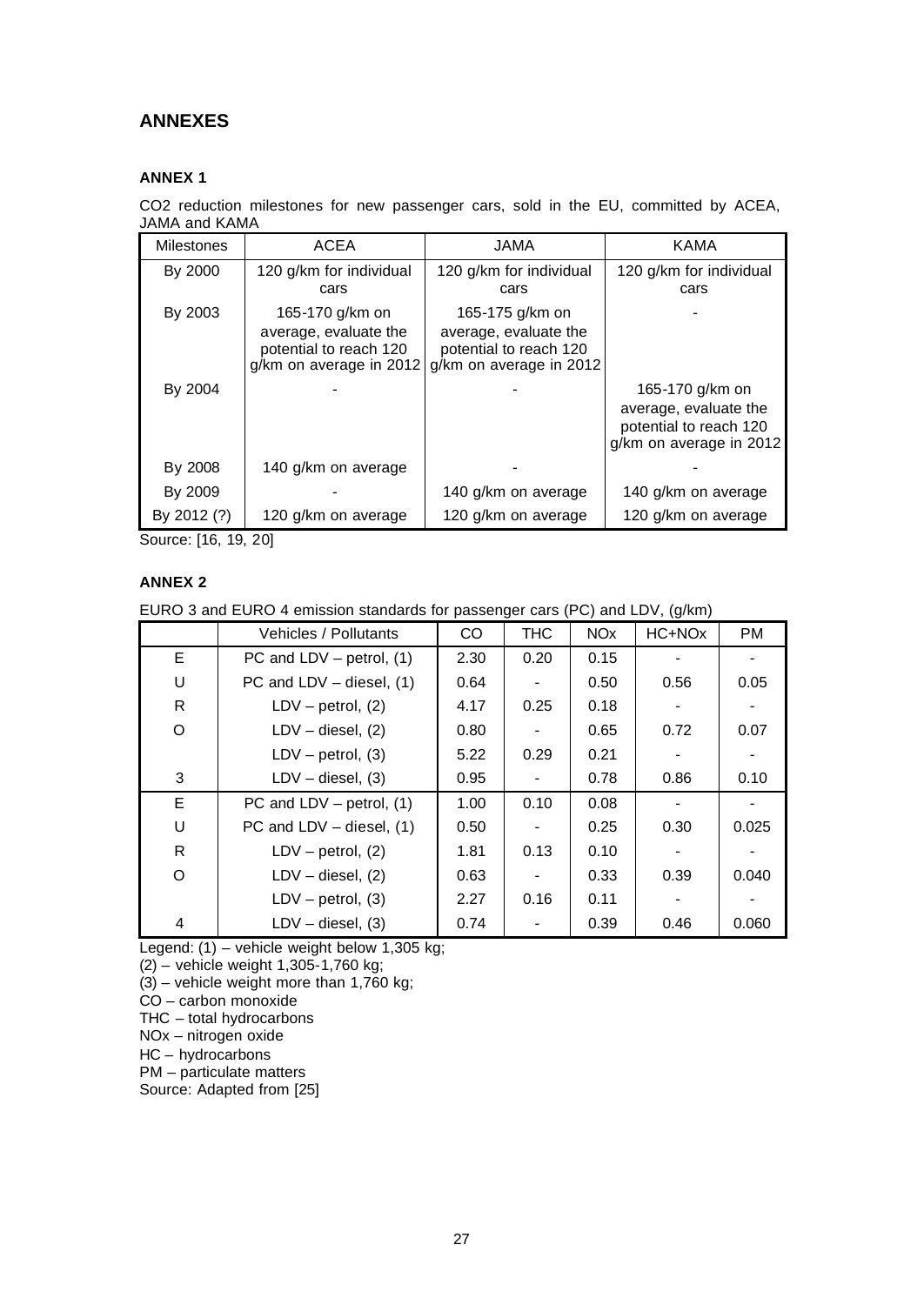## ANNEXES

### ANNEX 1

$CO_2$ reduction milestones for new passenger cars, sold in the EU, committed by ACEA, JAMA and KAMA

| Milestones | ACEA | JAMA | KAMA |
|---|---|---|---|
| By 2000 | 120 g/km for individual cars | 120 g/km for individual cars | 120 g/km for individual cars |
| By 2003 | 165-170 g/km on average, evaluate the potential to reach 120 g/km on average in 2012 | 165-175 g/km on average, evaluate the potential to reach 120 g/km on average in 2012 | - |
| By 2004 | - | - | 165-170 g/km on average, evaluate the potential to reach 120 g/km on average in 2012 |
| By 2008 | 140 g/km on average | - | - |
| By 2009 | - | 140 g/km on average | 140 g/km on average |
| By 2012 (?) | 120 g/km on average | 120 g/km on average | 120 g/km on average |

Source: [16, 19, 20]

### ANNEX 2

EURO 3 and EURO 4 emission standards for passenger cars (PC) and LDV, (g/km)

| | Vehicles / Pollutants | CO | THC | NOx | HC+NOx | PM |
|---|---|---|---|---|---|---|
| E | PC and LDV – petrol, (1) | 2.30 | 0.20 | 0.15 | - | - |
| U | PC and LDV – diesel, (1) | 0.64 | - | 0.50 | 0.56 | 0.05 |
| R | LDV – petrol, (2) | 4.17 | 0.25 | 0.18 | - | - |
| O | LDV – diesel, (2) | 0.80 | - | 0.65 | 0.72 | 0.07 |
| | LDV – petrol, (3) | 5.22 | 0.29 | 0.21 | - | - |
| 3 | LDV – diesel, (3) | 0.95 | - | 0.78 | 0.86 | 0.10 |
| E | PC and LDV – petrol, (1) | 1.00 | 0.10 | 0.08 | - | - |
| U | PC and LDV – diesel, (1) | 0.50 | - | 0.25 | 0.30 | 0.025 |
| R | LDV – petrol, (2) | 1.81 | 0.13 | 0.10 | - | - |
| O | LDV – diesel, (2) | 0.63 | - | 0.33 | 0.39 | 0.040 |
| | LDV – petrol, (3) | 2.27 | 0.16 | 0.11 | - | - |
| 4 | LDV – diesel, (3) | 0.74 | - | 0.39 | 0.46 | 0.060 |

Legend: (1) – vehicle weight below 1,305 kg;
(2) – vehicle weight 1,305-1,760 kg;
(3) – vehicle weight more than 1,760 kg;
CO – carbon monoxide
THC – total hydrocarbons
NOx – nitrogen oxide
HC – hydrocarbons
PM – particulate matters
Source: Adapted from [25]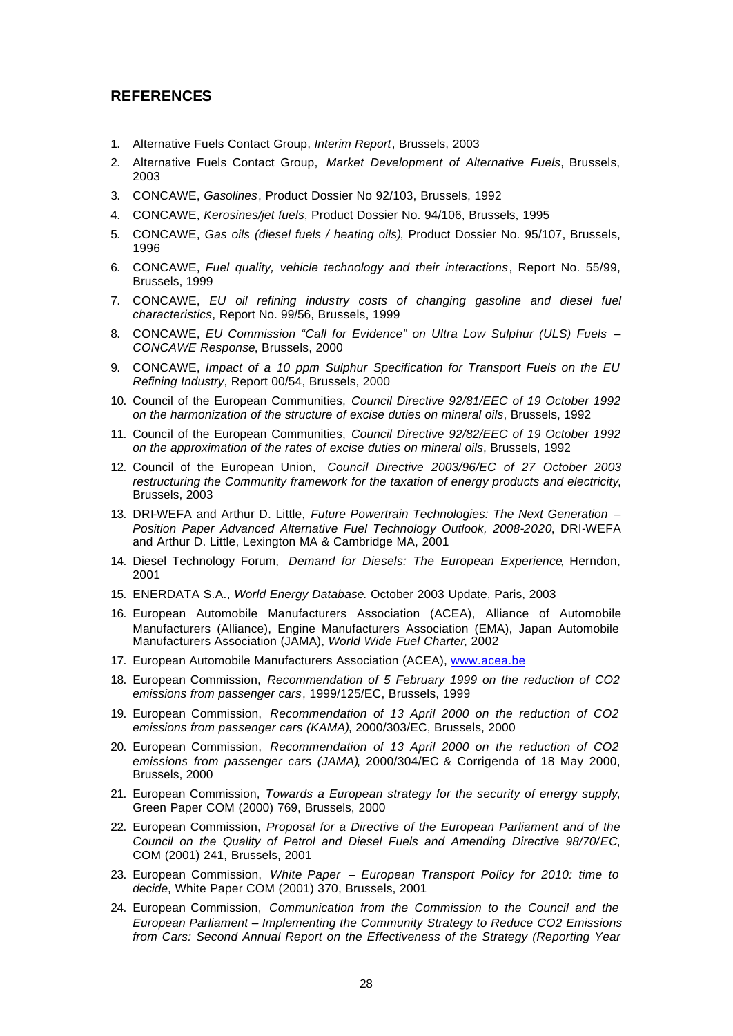## REFERENCES

1. Alternative Fuels Contact Group, *Interim Report*, Brussels, 2003
2. Alternative Fuels Contact Group, *Market Development of Alternative Fuels*, Brussels, 2003
3. CONCAWE, *Gasolines*, Product Dossier No 92/103, Brussels, 1992
4. CONCAWE, *Kerosines/jet fuels*, Product Dossier No. 94/106, Brussels, 1995
5. CONCAWE, *Gas oils (diesel fuels / heating oils)*, Product Dossier No. 95/107, Brussels, 1996
6. CONCAWE, *Fuel quality, vehicle technology and their interactions*, Report No. 55/99, Brussels, 1999
7. CONCAWE, *EU oil refining industry costs of changing gasoline and diesel fuel characteristics*, Report No. 99/56, Brussels, 1999
8. CONCAWE, *EU Commission "Call for Evidence" on Ultra Low Sulphur (ULS) Fuels – CONCAWE Response*, Brussels, 2000
9. CONCAWE, *Impact of a 10 ppm Sulphur Specification for Transport Fuels on the EU Refining Industry*, Report 00/54, Brussels, 2000
10. Council of the European Communities, *Council Directive 92/81/EEC of 19 October 1992 on the harmonization of the structure of excise duties on mineral oils*, Brussels, 1992
11. Council of the European Communities, *Council Directive 92/82/EEC of 19 October 1992 on the approximation of the rates of excise duties on mineral oils*, Brussels, 1992
12. Council of the European Union, *Council Directive 2003/96/EC of 27 October 2003 restructuring the Community framework for the taxation of energy products and electricity*, Brussels, 2003
13. DRI-WEFA and Arthur D. Little, *Future Powertrain Technologies: The Next Generation – Position Paper Advanced Alternative Fuel Technology Outlook, 2008-2020*, DRI-WEFA and Arthur D. Little, Lexington MA & Cambridge MA, 2001
14. Diesel Technology Forum, *Demand for Diesels: The European Experience*, Herndon, 2001
15. ENERDATA S.A., *World Energy Database*. October 2003 Update, Paris, 2003
16. European Automobile Manufacturers Association (ACEA), Alliance of Automobile Manufacturers (Alliance), Engine Manufacturers Association (EMA), Japan Automobile Manufacturers Association (JAMA), *World Wide Fuel Charter*, 2002
17. European Automobile Manufacturers Association (ACEA), www.acea.be
18. European Commission, *Recommendation of 5 February 1999 on the reduction of CO2 emissions from passenger cars*, 1999/125/EC, Brussels, 1999
19. European Commission, *Recommendation of 13 April 2000 on the reduction of CO2 emissions from passenger cars (KAMA)*, 2000/303/EC, Brussels, 2000
20. European Commission, *Recommendation of 13 April 2000 on the reduction of CO2 emissions from passenger cars (JAMA)*, 2000/304/EC & Corrigenda of 18 May 2000, Brussels, 2000
21. European Commission, *Towards a European strategy for the security of energy supply*, Green Paper COM (2000) 769, Brussels, 2000
22. European Commission, *Proposal for a Directive of the European Parliament and of the Council on the Quality of Petrol and Diesel Fuels and Amending Directive 98/70/EC*, COM (2001) 241, Brussels, 2001
23. European Commission, *White Paper – European Transport Policy for 2010: time to decide*, White Paper COM (2001) 370, Brussels, 2001
24. European Commission, *Communication from the Commission to the Council and the European Parliament – Implementing the Community Strategy to Reduce CO2 Emissions from Cars: Second Annual Report on the Effectiveness of the Strategy (Reporting Year*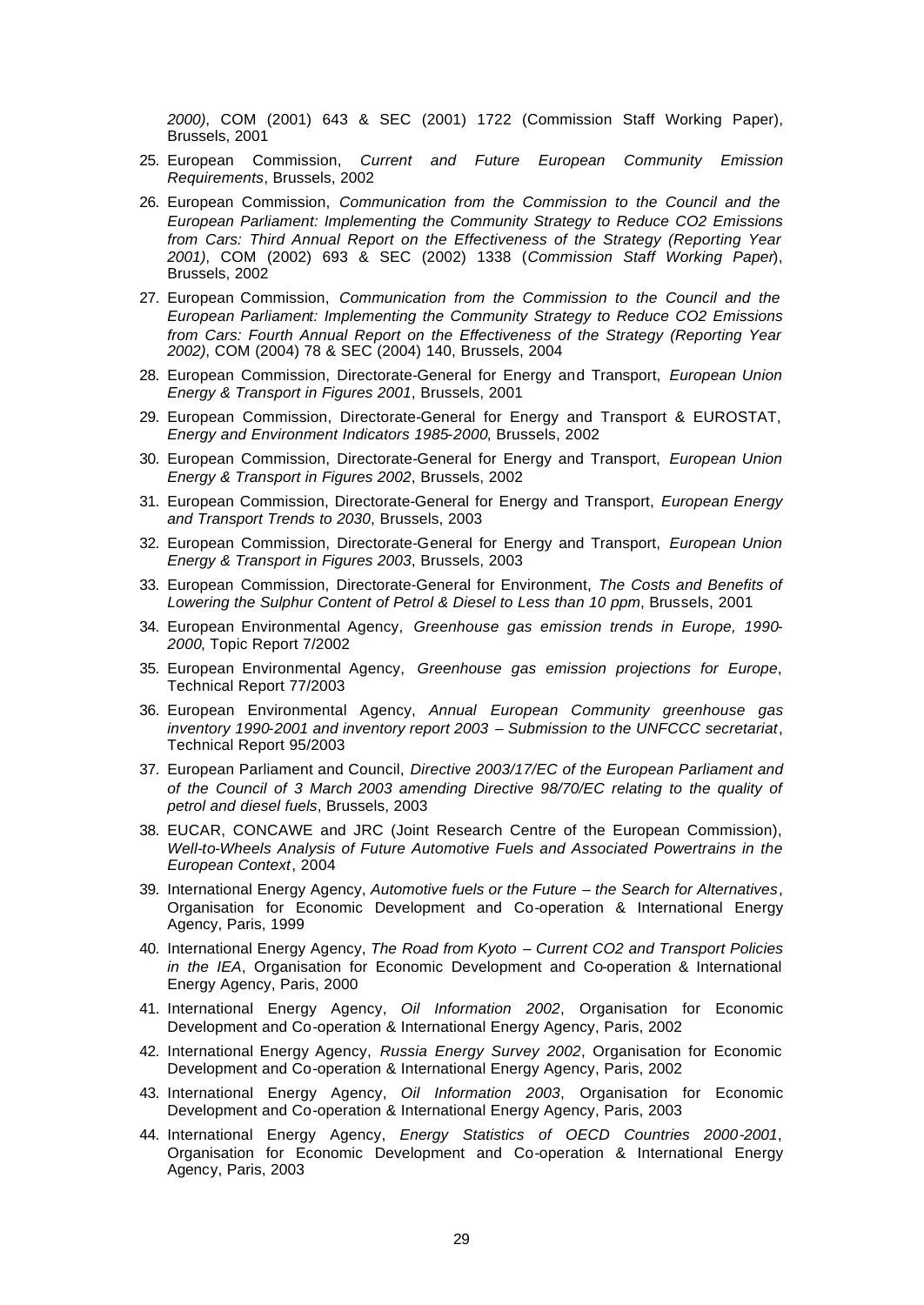*2000)*, COM (2001) 643 & SEC (2001) 1722 (Commission Staff Working Paper), Brussels, 2001

25. European Commission, *Current and Future European Community Emission Requirements*, Brussels, 2002
26. European Commission, *Communication from the Commission to the Council and the European Parliament: Implementing the Community Strategy to Reduce CO2 Emissions from Cars: Third Annual Report on the Effectiveness of the Strategy (Reporting Year 2001)*, COM (2002) 693 & SEC (2002) 1338 (*Commission Staff Working Paper*), Brussels, 2002
27. European Commission, *Communication from the Commission to the Council and the European Parliament: Implementing the Community Strategy to Reduce CO2 Emissions from Cars: Fourth Annual Report on the Effectiveness of the Strategy (Reporting Year 2002)*, COM (2004) 78 & SEC (2004) 140, Brussels, 2004
28. European Commission, Directorate-General for Energy and Transport, *European Union Energy & Transport in Figures 2001*, Brussels, 2001
29. European Commission, Directorate-General for Energy and Transport & EUROSTAT, *Energy and Environment Indicators 1985-2000*, Brussels, 2002
30. European Commission, Directorate-General for Energy and Transport, *European Union Energy & Transport in Figures 2002*, Brussels, 2002
31. European Commission, Directorate-General for Energy and Transport, *European Energy and Transport Trends to 2030*, Brussels, 2003
32. European Commission, Directorate-General for Energy and Transport, *European Union Energy & Transport in Figures 2003*, Brussels, 2003
33. European Commission, Directorate-General for Environment, *The Costs and Benefits of Lowering the Sulphur Content of Petrol & Diesel to Less than 10 ppm*, Brussels, 2001
34. European Environmental Agency, *Greenhouse gas emission trends in Europe, 1990-2000*, Topic Report 7/2002
35. European Environmental Agency, *Greenhouse gas emission projections for Europe*, Technical Report 77/2003
36. European Environmental Agency, *Annual European Community greenhouse gas inventory 1990-2001 and inventory report 2003 – Submission to the UNFCCC secretariat*, Technical Report 95/2003
37. European Parliament and Council, *Directive 2003/17/EC of the European Parliament and of the Council of 3 March 2003 amending Directive 98/70/EC relating to the quality of petrol and diesel fuels*, Brussels, 2003
38. EUCAR, CONCAWE and JRC (Joint Research Centre of the European Commission), *Well-to-Wheels Analysis of Future Automotive Fuels and Associated Powertrains in the European Context*, 2004
39. International Energy Agency, *Automotive fuels or the Future – the Search for Alternatives*, Organisation for Economic Development and Co-operation & International Energy Agency, Paris, 1999
40. International Energy Agency, *The Road from Kyoto – Current CO2 and Transport Policies in the IEA*, Organisation for Economic Development and Co-operation & International Energy Agency, Paris, 2000
41. International Energy Agency, *Oil Information 2002*, Organisation for Economic Development and Co-operation & International Energy Agency, Paris, 2002
42. International Energy Agency, *Russia Energy Survey 2002*, Organisation for Economic Development and Co-operation & International Energy Agency, Paris, 2002
43. International Energy Agency, *Oil Information 2003*, Organisation for Economic Development and Co-operation & International Energy Agency, Paris, 2003
44. International Energy Agency, *Energy Statistics of OECD Countries 2000-2001*, Organisation for Economic Development and Co-operation & International Energy Agency, Paris, 2003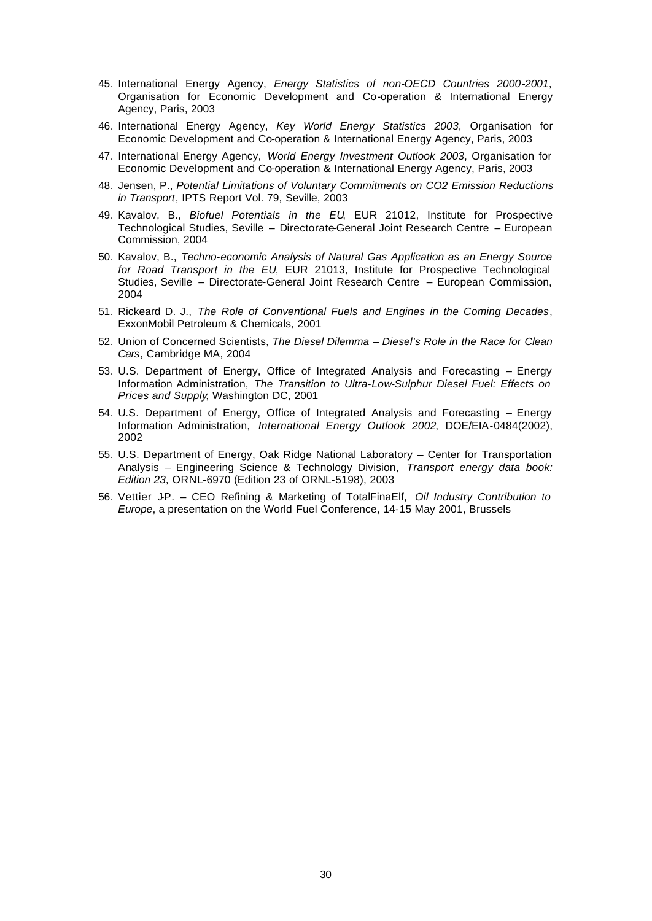45. International Energy Agency, *Energy Statistics of non-OECD Countries 2000-2001*, Organisation for Economic Development and Co-operation & International Energy Agency, Paris, 2003

46. International Energy Agency, *Key World Energy Statistics 2003*, Organisation for Economic Development and Co-operation & International Energy Agency, Paris, 2003

47. International Energy Agency, *World Energy Investment Outlook 2003*, Organisation for Economic Development and Co-operation & International Energy Agency, Paris, 2003

48. Jensen, P., *Potential Limitations of Voluntary Commitments on CO2 Emission Reductions in Transport*, IPTS Report Vol. 79, Seville, 2003

49. Kavalov, B., *Biofuel Potentials in the EU*, EUR 21012, Institute for Prospective Technological Studies, Seville – Directorate-General Joint Research Centre – European Commission, 2004

50. Kavalov, B., *Techno-economic Analysis of Natural Gas Application as an Energy Source for Road Transport in the EU*, EUR 21013, Institute for Prospective Technological Studies, Seville – Directorate-General Joint Research Centre – European Commission, 2004

51. Rickeard D. J., *The Role of Conventional Fuels and Engines in the Coming Decades*, ExxonMobil Petroleum & Chemicals, 2001

52. Union of Concerned Scientists, *The Diesel Dilemma – Diesel's Role in the Race for Clean Cars*, Cambridge MA, 2004

53. U.S. Department of Energy, Office of Integrated Analysis and Forecasting – Energy Information Administration, *The Transition to Ultra-Low-Sulphur Diesel Fuel: Effects on Prices and Supply*, Washington DC, 2001

54. U.S. Department of Energy, Office of Integrated Analysis and Forecasting – Energy Information Administration, *International Energy Outlook 2002*, DOE/EIA-0484(2002), 2002

55. U.S. Department of Energy, Oak Ridge National Laboratory – Center for Transportation Analysis – Engineering Science & Technology Division, *Transport energy data book: Edition 23*, ORNL-6970 (Edition 23 of ORNL-5198), 2003

56. Vettier J-P. – CEO Refining & Marketing of TotalFinaElf, *Oil Industry Contribution to Europe*, a presentation on the World Fuel Conference, 14-15 May 2001, Brussels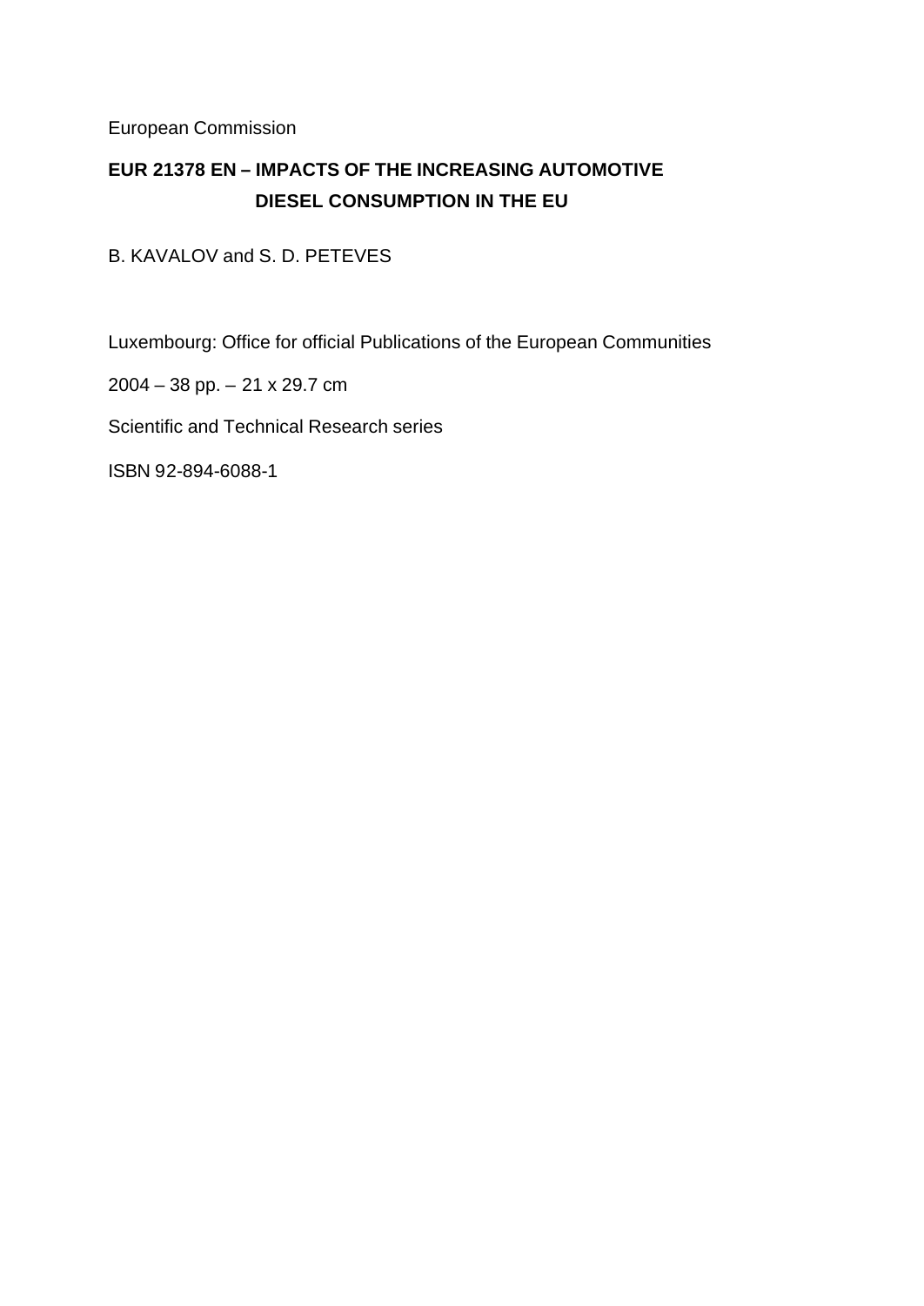European Commission

**EUR 21378 EN – IMPACTS OF THE INCREASING AUTOMOTIVE DIESEL CONSUMPTION IN THE EU**

B. KAVALOV and S. D. PETEVES

Luxembourg: Office for official Publications of the European Communities

2004 – 38 pp. – 21 x 29.7 cm

Scientific and Technical Research series

ISBN 92-894-6088-1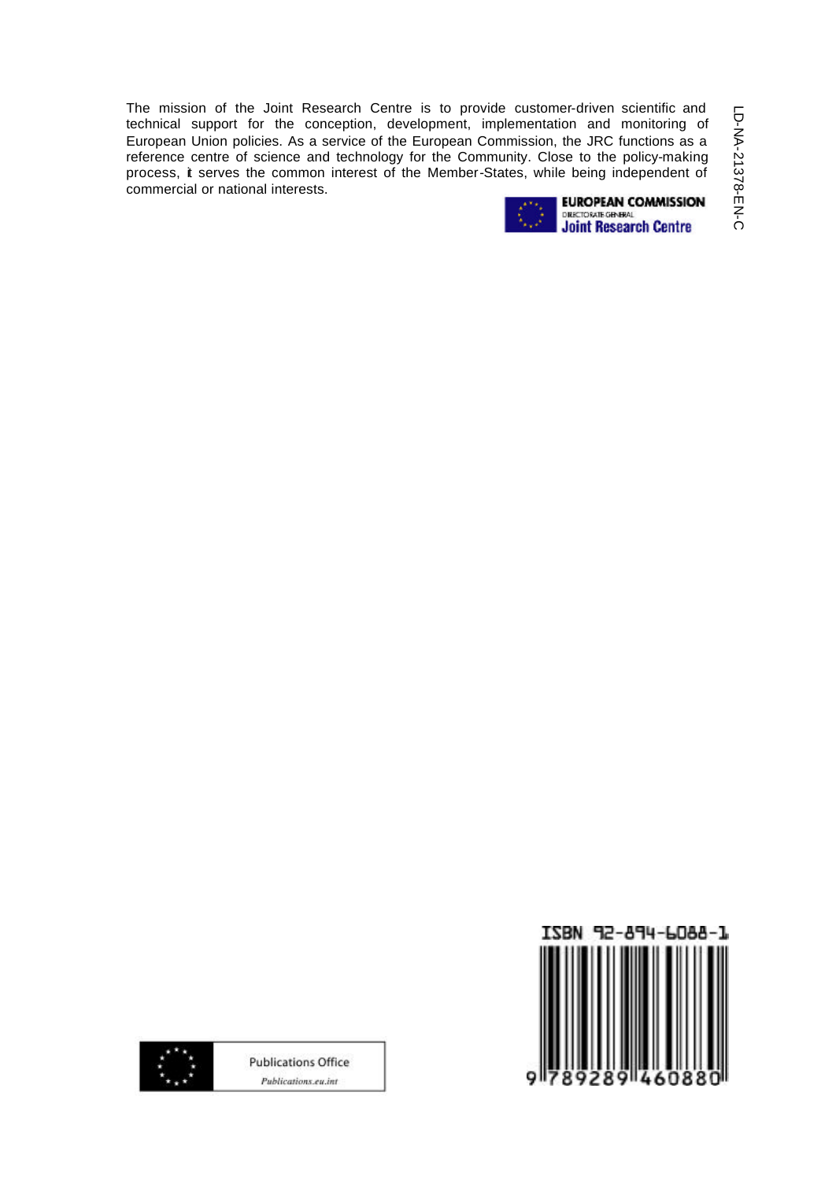The mission of the Joint Research Centre is to provide customer-driven scientific and technical support for the conception, development, implementation and monitoring of European Union policies. As a service of the European Commission, the JRC functions as a reference centre of science and technology for the Community. Close to the policy-making process, it serves the common interest of the Member-States, while being independent of commercial or national interests.

EUROPEAN COMMISSION
DIRECTORATE GENERAL
Joint Research Centre

LD-NA-21378-EN-C

ISBN 92-894-6088-1

9 789289 460880

Publications Office
Publications.eu.int